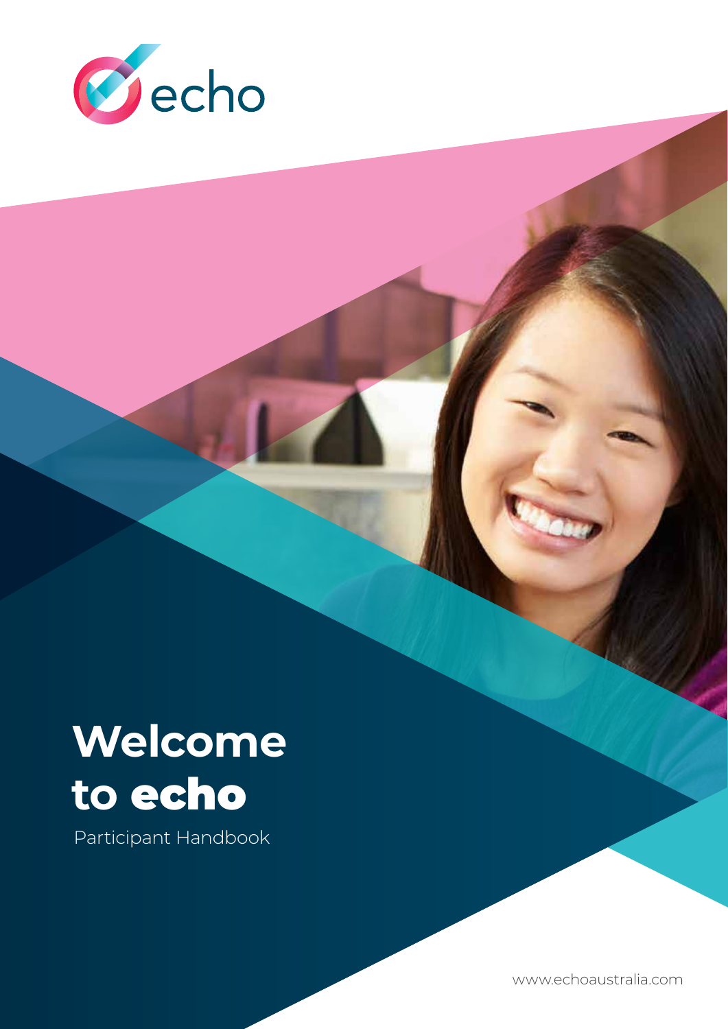echo

# Welcome to echo

Participant Handbook

www.echoaustralia.com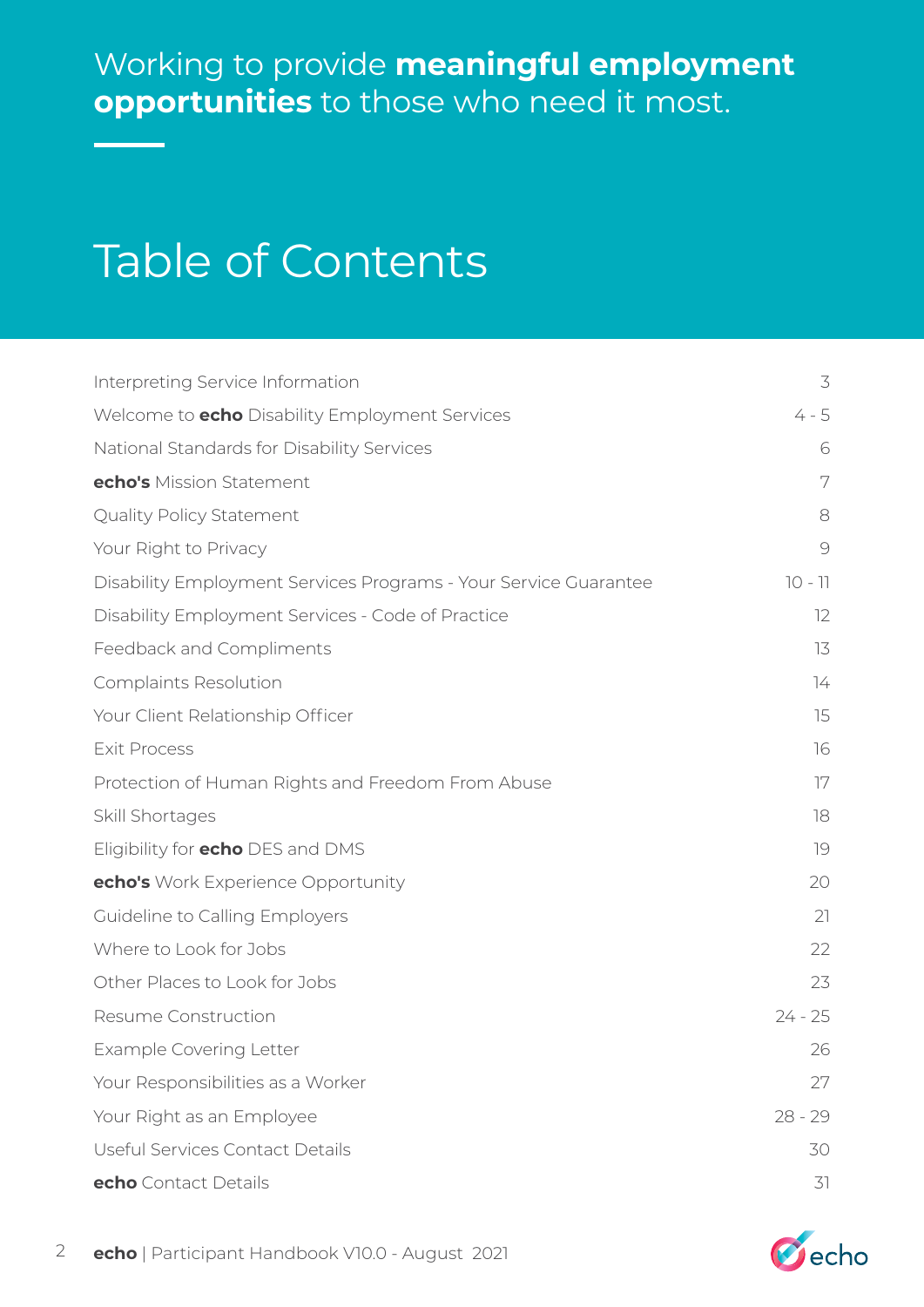Working to provide **meaningful employment opportunities** to those who need it most.

# Table of Contents

| | |
|---|---|
| Interpreting Service Information | 3 |
| Welcome to **echo** Disability Employment Services | 4 - 5 |
| National Standards for Disability Services | 6 |
| **echo's** Mission Statement | 7 |
| Quality Policy Statement | 8 |
| Your Right to Privacy | 9 |
| Disability Employment Services Programs - Your Service Guarantee | 10 - 11 |
| Disability Employment Services - Code of Practice | 12 |
| Feedback and Compliments | 13 |
| Complaints Resolution | 14 |
| Your Client Relationship Officer | 15 |
| Exit Process | 16 |
| Protection of Human Rights and Freedom From Abuse | 17 |
| Skill Shortages | 18 |
| Eligibility for **echo** DES and DMS | 19 |
| **echo's** Work Experience Opportunity | 20 |
| Guideline to Calling Employers | 21 |
| Where to Look for Jobs | 22 |
| Other Places to Look for Jobs | 23 |
| Resume Construction | 24 - 25 |
| Example Covering Letter | 26 |
| Your Responsibilities as a Worker | 27 |
| Your Right as an Employee | 28 - 29 |
| Useful Services Contact Details | 30 |
| **echo** Contact Details | 31 |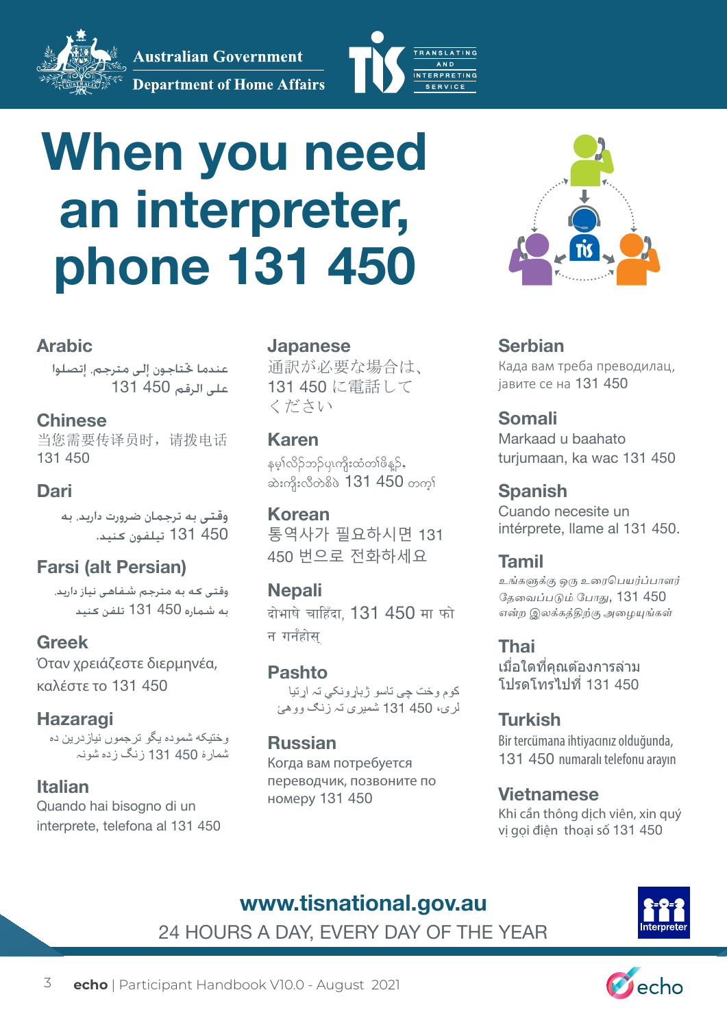Australian Government

Department of Home Affairs

TIS TRANSLATING AND INTERPRETING SERVICE

# When you need an interpreter, phone 131 450

### Arabic
عندما تحتاجون إلى مترجم، إتصلوا على الرقم 131 450

### Chinese
当您需要传译员时，请拨电话 131 450

### Dari
وقتی به ترجمان ضرورت دارید، به 131 450 تیلفون کنید.

### Farsi (alt Persian)
وقتی که به مترجم شفاهی نیاز دارید، به شماره 131 450 تلفن کنید

### Greek
Όταν χρειάζεστε διερμηνέα, καλέστε το 131 450

### Hazaragi
وختیکه شموده یگو ترجمون نیازدرین ده شماره 131 450 زنگ زده شونه

### Italian
Quando hai bisogno di un interprete, telefona al 131 450

### Japanese
通訳が必要な場合は、131 450 に電話してください

### Karen
နမ့်လိဉ်ဘဉ်ပှၤကွိးထံတၢ်ဖိနဉ်, ဆဲးကွိးလီတဲစိဖဲ 131 450 တက့ၢ်

### Korean
통역사가 필요하시면 131 450 번으로 전화하세요

### Nepali
दोभाषे चाहिँदा, 131 450 मा फोन गर्नुहोस्

### Pashto
کوم وخت چې تاسو ژباړونکي ته اړتيا لرئ، 131 450 شمېرې ته زنګ ووهئ

### Russian
Когда вам потребуется переводчик, позвоните по номеру 131 450

### Serbian
Када вам треба преводилац, јавите се на 131 450

### Somali
Markaad u baahato turjumaan, ka wac 131 450

### Spanish
Cuando necesite un intérprete, llame al 131 450.

### Tamil
உங்களுக்கு ஒரு உரைபெயர்ப்பாளர் தேவைப்படும் போது, 131 450 என்ற இலக்கத்திற்கு அழையுங்கள்

### Thai
เมื่อใดที่คุณต้องการล่าม โปรดโทรไปที่ 131 450

### Turkish
Bir tercümana ihtiyacınız olduğunda, 131 450 numaralı telefonu arayın

### Vietnamese
Khi cần thông dịch viên, xin quý vị gọi điện thoại số 131 450

**www.tisnational.gov.au**

24 HOURS A DAY, EVERY DAY OF THE YEAR

Interpreter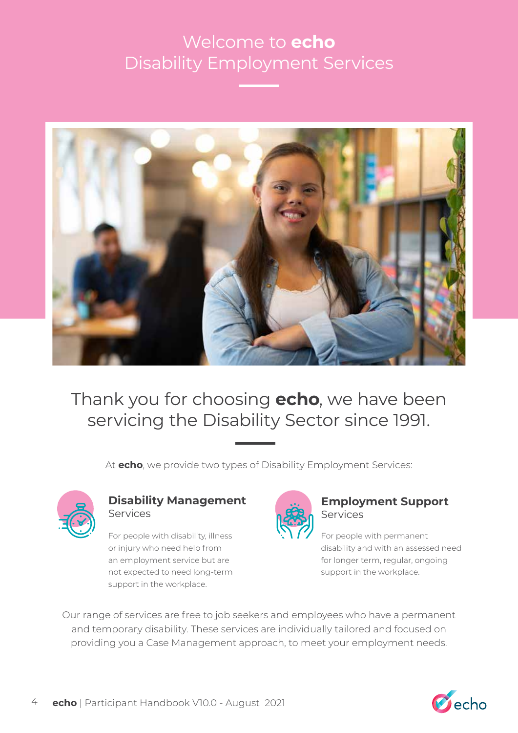# Welcome to **echo** Disability Employment Services

## Thank you for choosing **echo**, we have been servicing the Disability Sector since 1991.

At **echo**, we provide two types of Disability Employment Services:

### **Disability Management** Services

For people with disability, illness or injury who need help from an employment service but are not expected to need long-term support in the workplace.

### **Employment Support** Services

For people with permanent disability and with an assessed need for longer term, regular, ongoing support in the workplace.

Our range of services are free to job seekers and employees who have a permanent and temporary disability. These services are individually tailored and focused on providing you a Case Management approach, to meet your employment needs.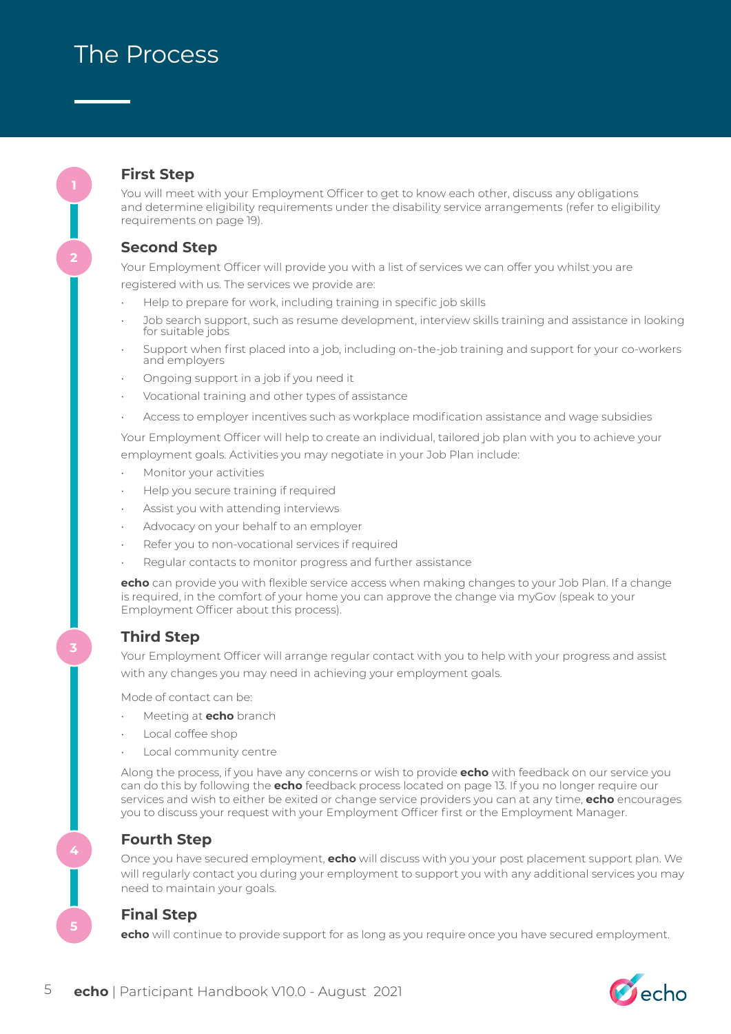# The Process

## First Step

You will meet with your Employment Officer to get to know each other, discuss any obligations and determine eligibility requirements under the disability service arrangements (refer to eligibility requirements on page 19).

## Second Step

Your Employment Officer will provide you with a list of services we can offer you whilst you are registered with us. The services we provide are:

- Help to prepare for work, including training in specific job skills
- Job search support, such as resume development, interview skills training and assistance in looking for suitable jobs
- Support when first placed into a job, including on-the-job training and support for your co-workers and employers
- Ongoing support in a job if you need it
- Vocational training and other types of assistance
- Access to employer incentives such as workplace modification assistance and wage subsidies

Your Employment Officer will help to create an individual, tailored job plan with you to achieve your employment goals. Activities you may negotiate in your Job Plan include:

- Monitor your activities
- Help you secure training if required
- Assist you with attending interviews
- Advocacy on your behalf to an employer
- Refer you to non-vocational services if required
- Regular contacts to monitor progress and further assistance

**echo** can provide you with flexible service access when making changes to your Job Plan. If a change is required, in the comfort of your home you can approve the change via myGov (speak to your Employment Officer about this process).

## Third Step

Your Employment Officer will arrange regular contact with you to help with your progress and assist with any changes you may need in achieving your employment goals.

Mode of contact can be:

- Meeting at **echo** branch
- Local coffee shop
- Local community centre

Along the process, if you have any concerns or wish to provide **echo** with feedback on our service you can do this by following the **echo** feedback process located on page 13. If you no longer require our services and wish to either be exited or change service providers you can at any time, **echo** encourages you to discuss your request with your Employment Officer first or the Employment Manager.

## Fourth Step

Once you have secured employment, **echo** will discuss with you your post placement support plan. We will regularly contact you during your employment to support you with any additional services you may need to maintain your goals.

## Final Step

**echo** will continue to provide support for as long as you require once you have secured employment.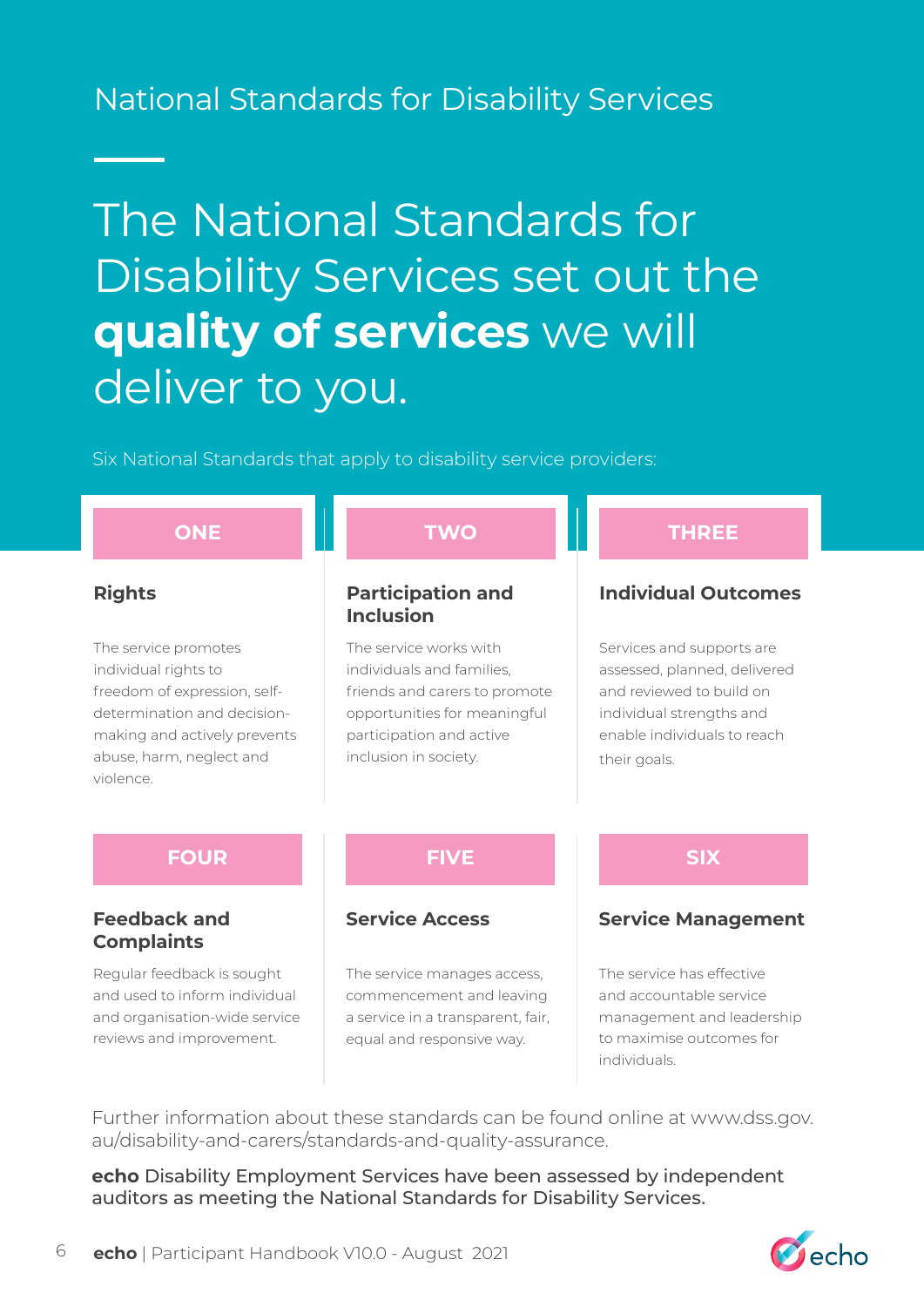National Standards for Disability Services

# The National Standards for Disability Services set out the **quality of services** we will deliver to you.

Six National Standards that apply to disability service providers:

## ONE

### Rights

The service promotes individual rights to freedom of expression, self-determination and decision-making and actively prevents abuse, harm, neglect and violence.

## TWO

### Participation and Inclusion

The service works with individuals and families, friends and carers to promote opportunities for meaningful participation and active inclusion in society.

## THREE

### Individual Outcomes

Services and supports are assessed, planned, delivered and reviewed to build on individual strengths and enable individuals to reach their goals.

## FOUR

### Feedback and Complaints

Regular feedback is sought and used to inform individual and organisation-wide service reviews and improvement.

## FIVE

### Service Access

The service manages access, commencement and leaving a service in a transparent, fair, equal and responsive way.

## SIX

### Service Management

The service has effective and accountable service management and leadership to maximise outcomes for individuals.

Further information about these standards can be found online at www.dss.gov.au/disability-and-carers/standards-and-quality-assurance.

**echo** Disability Employment Services have been assessed by independent auditors as meeting the National Standards for Disability Services.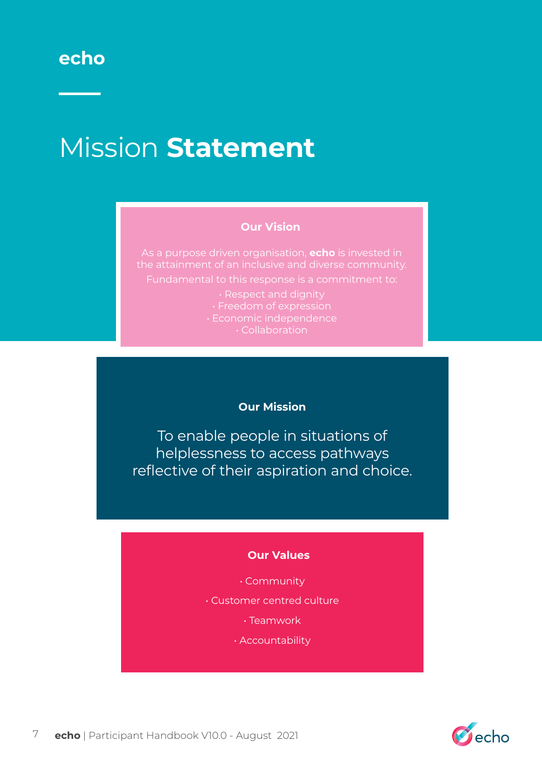# Mission **Statement**

## Our Vision

As a purpose driven organisation, **echo** is invested in the attainment of an inclusive and diverse community.

Fundamental to this response is a commitment to:

- Respect and dignity
- Freedom of expression
- Economic independence
- Collaboration

## Our Mission

To enable people in situations of helplessness to access pathways reflective of their aspiration and choice.

## Our Values

- Community
- Customer centred culture
- Teamwork
- Accountability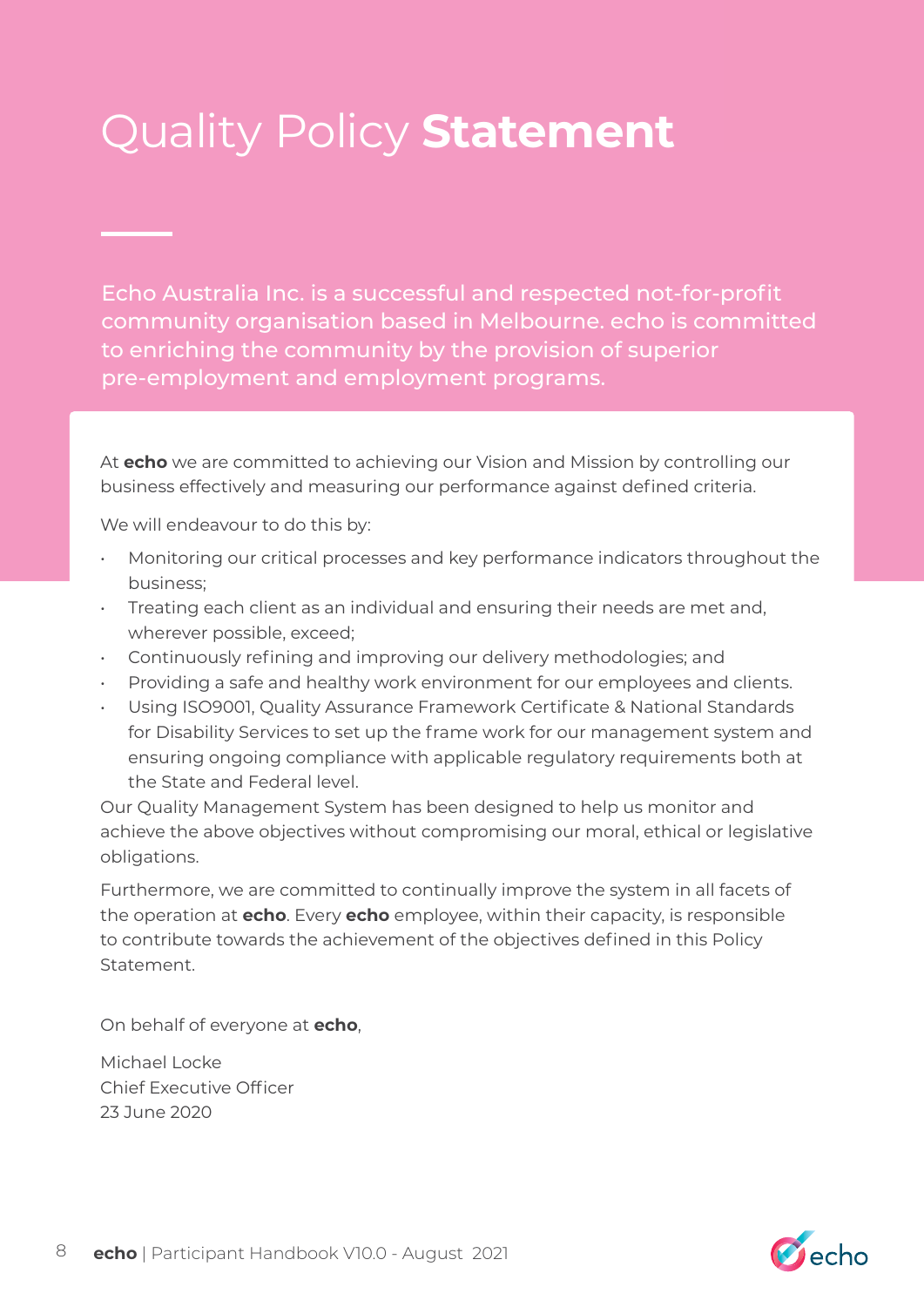# Quality Policy **Statement**

Echo Australia Inc. is a successful and respected not-for-profit community organisation based in Melbourne. echo is committed to enriching the community by the provision of superior pre-employment and employment programs.

At **echo** we are committed to achieving our Vision and Mission by controlling our business effectively and measuring our performance against defined criteria.

We will endeavour to do this by:

- Monitoring our critical processes and key performance indicators throughout the business;
- Treating each client as an individual and ensuring their needs are met and, wherever possible, exceed;
- Continuously refining and improving our delivery methodologies; and
- Providing a safe and healthy work environment for our employees and clients.
- Using ISO9001, Quality Assurance Framework Certificate & National Standards for Disability Services to set up the frame work for our management system and ensuring ongoing compliance with applicable regulatory requirements both at the State and Federal level.

Our Quality Management System has been designed to help us monitor and achieve the above objectives without compromising our moral, ethical or legislative obligations.

Furthermore, we are committed to continually improve the system in all facets of the operation at **echo**. Every **echo** employee, within their capacity, is responsible to contribute towards the achievement of the objectives defined in this Policy Statement.

On behalf of everyone at **echo**,

Michael Locke
Chief Executive Officer
23 June 2020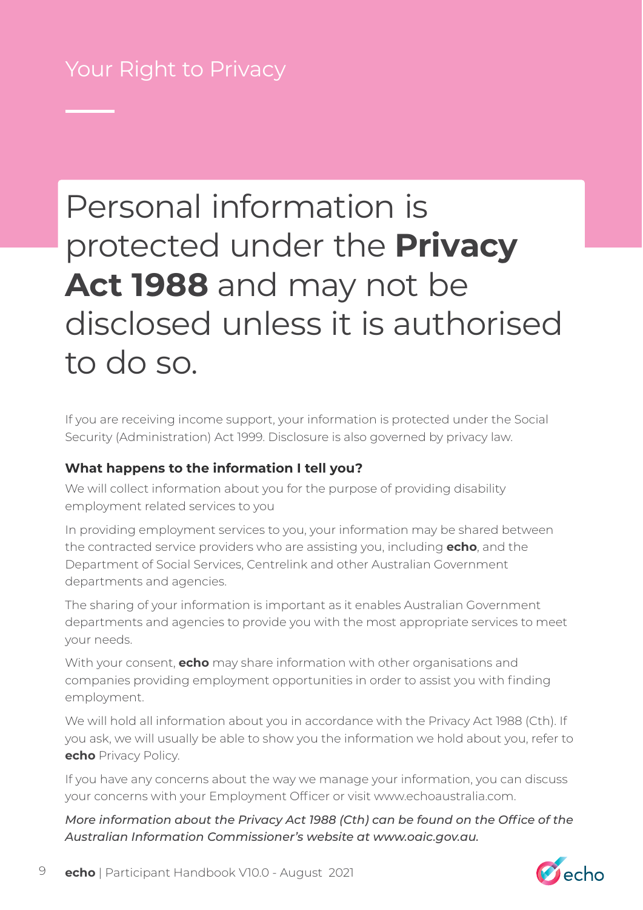## Your Right to Privacy

# Personal information is protected under the **Privacy Act 1988** and may not be disclosed unless it is authorised to do so.

If you are receiving income support, your information is protected under the Social Security (Administration) Act 1999. Disclosure is also governed by privacy law.

**What happens to the information I tell you?**

We will collect information about you for the purpose of providing disability employment related services to you

In providing employment services to you, your information may be shared between the contracted service providers who are assisting you, including **echo**, and the Department of Social Services, Centrelink and other Australian Government departments and agencies.

The sharing of your information is important as it enables Australian Government departments and agencies to provide you with the most appropriate services to meet your needs.

With your consent, **echo** may share information with other organisations and companies providing employment opportunities in order to assist you with finding employment.

We will hold all information about you in accordance with the Privacy Act 1988 (Cth). If you ask, we will usually be able to show you the information we hold about you, refer to **echo** Privacy Policy.

If you have any concerns about the way we manage your information, you can discuss your concerns with your Employment Officer or visit www.echoaustralia.com.

*More information about the Privacy Act 1988 (Cth) can be found on the Office of the Australian Information Commissioner's website at www.oaic.gov.au.*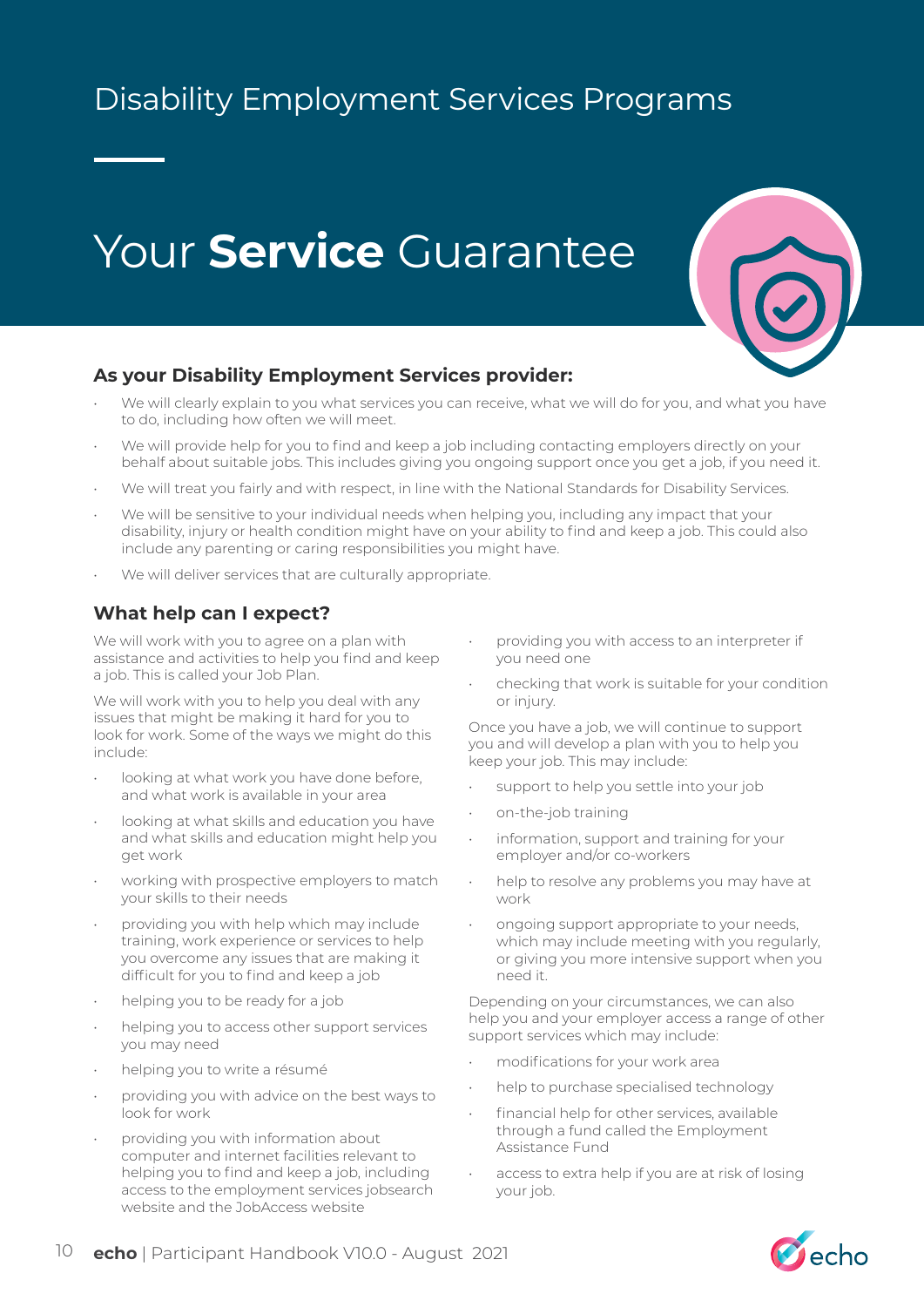# Disability Employment Services Programs

# Your **Service** Guarantee

### As your Disability Employment Services provider:

- We will clearly explain to you what services you can receive, what we will do for you, and what you have to do, including how often we will meet.
- We will provide help for you to find and keep a job including contacting employers directly on your behalf about suitable jobs. This includes giving you ongoing support once you get a job, if you need it.
- We will treat you fairly and with respect, in line with the National Standards for Disability Services.
- We will be sensitive to your individual needs when helping you, including any impact that your disability, injury or health condition might have on your ability to find and keep a job. This could also include any parenting or caring responsibilities you might have.
- We will deliver services that are culturally appropriate.

### What help can I expect?

We will work with you to agree on a plan with assistance and activities to help you find and keep a job. This is called your Job Plan.

We will work with you to help you deal with any issues that might be making it hard for you to look for work. Some of the ways we might do this include:

- looking at what work you have done before, and what work is available in your area
- looking at what skills and education you have and what skills and education might help you get work
- working with prospective employers to match your skills to their needs
- providing you with help which may include training, work experience or services to help you overcome any issues that are making it difficult for you to find and keep a job
- helping you to be ready for a job
- helping you to access other support services you may need
- helping you to write a résumé
- providing you with advice on the best ways to look for work
- providing you with information about computer and internet facilities relevant to helping you to find and keep a job, including access to the employment services jobsearch website and the JobAccess website
- providing you with access to an interpreter if you need one
- checking that work is suitable for your condition or injury.

Once you have a job, we will continue to support you and will develop a plan with you to help you keep your job. This may include:

- support to help you settle into your job
- on-the-job training
- information, support and training for your employer and/or co-workers
- help to resolve any problems you may have at work
- ongoing support appropriate to your needs, which may include meeting with you regularly, or giving you more intensive support when you need it.

Depending on your circumstances, we can also help you and your employer access a range of other support services which may include:

- modifications for your work area
- help to purchase specialised technology
- financial help for other services, available through a fund called the Employment Assistance Fund
- access to extra help if you are at risk of losing your job.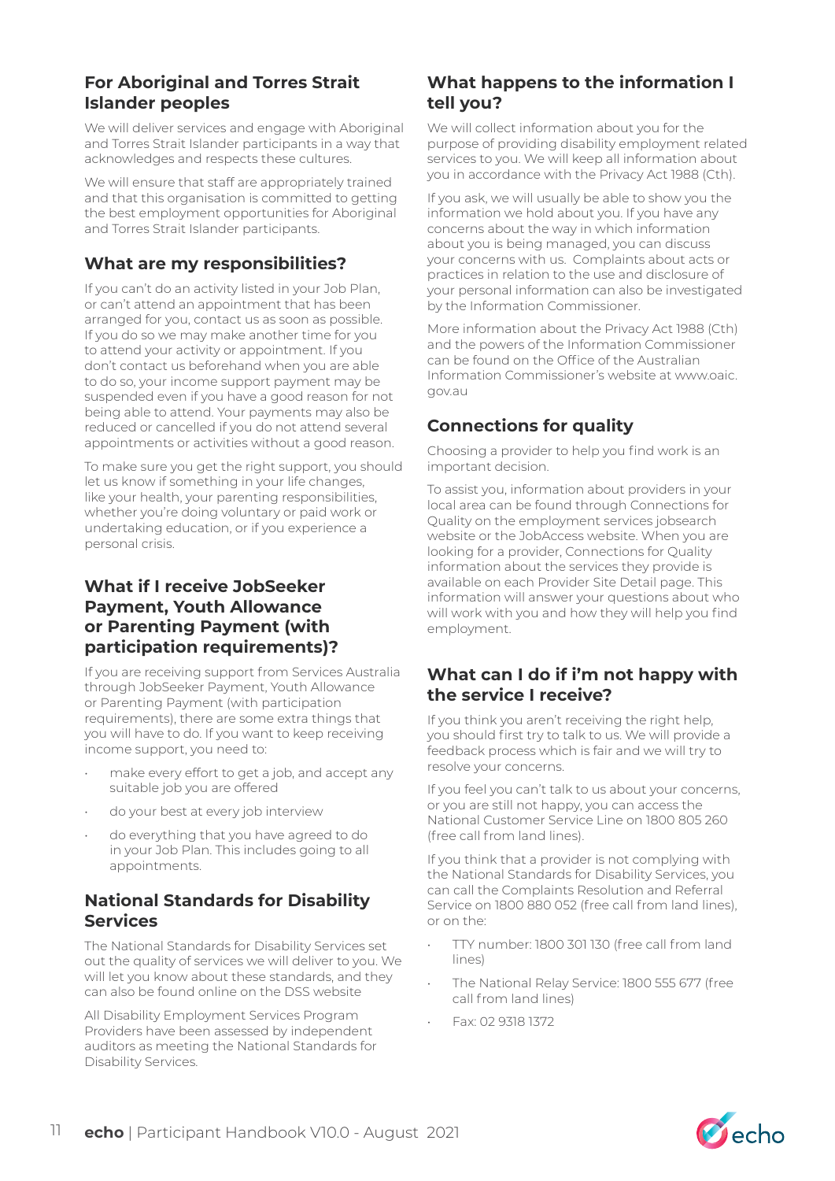## For Aboriginal and Torres Strait Islander peoples

We will deliver services and engage with Aboriginal and Torres Strait Islander participants in a way that acknowledges and respects these cultures.

We will ensure that staff are appropriately trained and that this organisation is committed to getting the best employment opportunities for Aboriginal and Torres Strait Islander participants.

## What are my responsibilities?

If you can't do an activity listed in your Job Plan, or can't attend an appointment that has been arranged for you, contact us as soon as possible. If you do so we may make another time for you to attend your activity or appointment. If you don't contact us beforehand when you are able to do so, your income support payment may be suspended even if you have a good reason for not being able to attend. Your payments may also be reduced or cancelled if you do not attend several appointments or activities without a good reason.

To make sure you get the right support, you should let us know if something in your life changes, like your health, your parenting responsibilities, whether you're doing voluntary or paid work or undertaking education, or if you experience a personal crisis.

## What if I receive JobSeeker Payment, Youth Allowance or Parenting Payment (with participation requirements)?

If you are receiving support from Services Australia through JobSeeker Payment, Youth Allowance or Parenting Payment (with participation requirements), there are some extra things that you will have to do. If you want to keep receiving income support, you need to:

- make every effort to get a job, and accept any suitable job you are offered
- do your best at every job interview
- do everything that you have agreed to do in your Job Plan. This includes going to all appointments.

## National Standards for Disability Services

The National Standards for Disability Services set out the quality of services we will deliver to you. We will let you know about these standards, and they can also be found online on the DSS website

All Disability Employment Services Program Providers have been assessed by independent auditors as meeting the National Standards for Disability Services.

## What happens to the information I tell you?

We will collect information about you for the purpose of providing disability employment related services to you. We will keep all information about you in accordance with the Privacy Act 1988 (Cth).

If you ask, we will usually be able to show you the information we hold about you. If you have any concerns about the way in which information about you is being managed, you can discuss your concerns with us. Complaints about acts or practices in relation to the use and disclosure of your personal information can also be investigated by the Information Commissioner.

More information about the Privacy Act 1988 (Cth) and the powers of the Information Commissioner can be found on the Office of the Australian Information Commissioner's website at www.oaic.gov.au

## Connections for quality

Choosing a provider to help you find work is an important decision.

To assist you, information about providers in your local area can be found through Connections for Quality on the employment services jobsearch website or the JobAccess website. When you are looking for a provider, Connections for Quality information about the services they provide is available on each Provider Site Detail page. This information will answer your questions about who will work with you and how they will help you find employment.

## What can I do if i'm not happy with the service I receive?

If you think you aren't receiving the right help, you should first try to talk to us. We will provide a feedback process which is fair and we will try to resolve your concerns.

If you feel you can't talk to us about your concerns, or you are still not happy, you can access the National Customer Service Line on 1800 805 260 (free call from land lines).

If you think that a provider is not complying with the National Standards for Disability Services, you can call the Complaints Resolution and Referral Service on 1800 880 052 (free call from land lines), or on the:

- TTY number: 1800 301 130 (free call from land lines)
- The National Relay Service: 1800 555 677 (free call from land lines)
- Fax: 02 9318 1372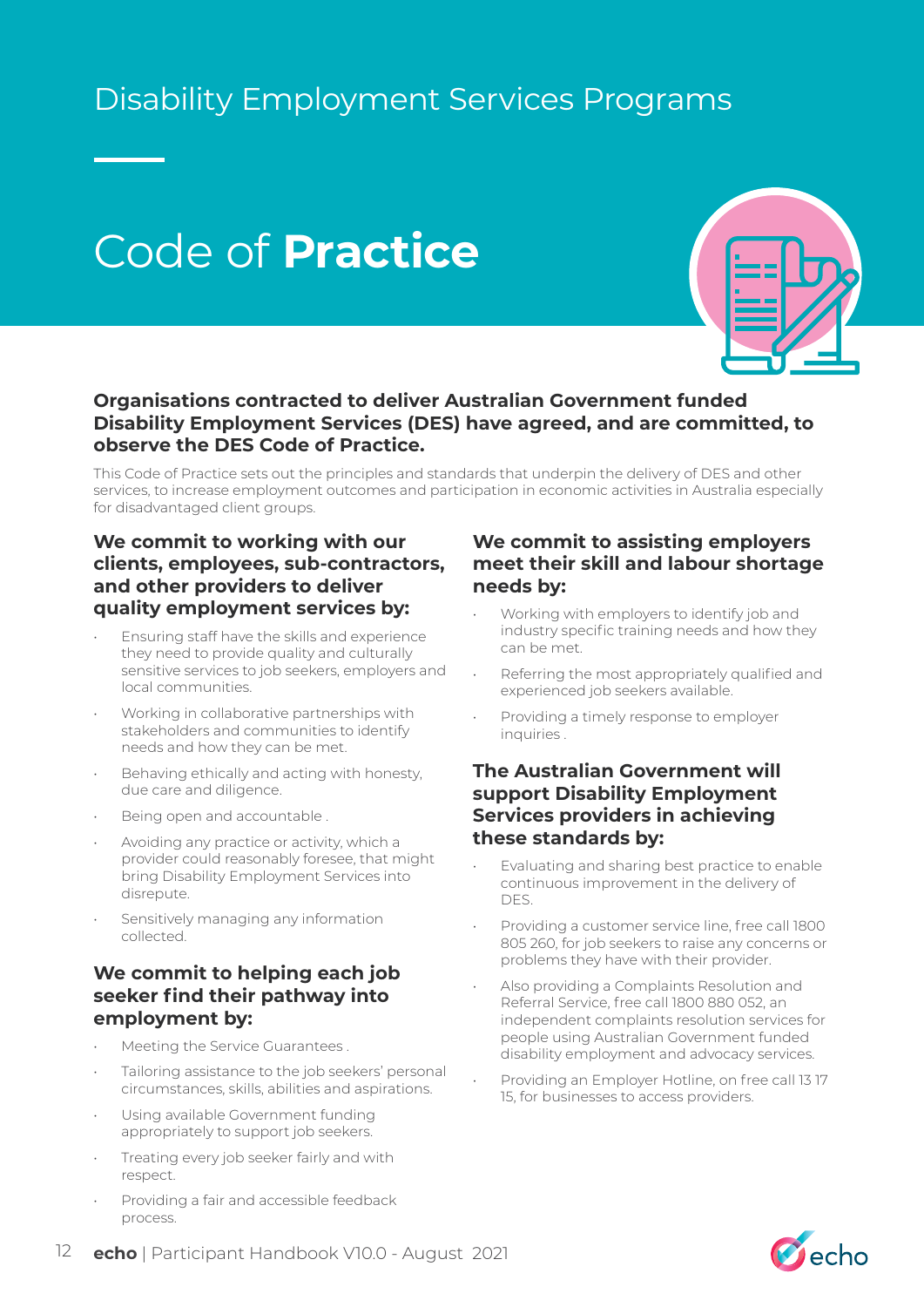Disability Employment Services Programs

# Code of **Practice**

**Organisations contracted to deliver Australian Government funded Disability Employment Services (DES) have agreed, and are committed, to observe the DES Code of Practice.**

This Code of Practice sets out the principles and standards that underpin the delivery of DES and other services, to increase employment outcomes and participation in economic activities in Australia especially for disadvantaged client groups.

### We commit to working with our clients, employees, sub-contractors, and other providers to deliver quality employment services by:

- Ensuring staff have the skills and experience they need to provide quality and culturally sensitive services to job seekers, employers and local communities.
- Working in collaborative partnerships with stakeholders and communities to identify needs and how they can be met.
- Behaving ethically and acting with honesty, due care and diligence.
- Being open and accountable .
- Avoiding any practice or activity, which a provider could reasonably foresee, that might bring Disability Employment Services into disrepute.
- Sensitively managing any information collected.

### We commit to helping each job seeker find their pathway into employment by:

- Meeting the Service Guarantees .
- Tailoring assistance to the job seekers' personal circumstances, skills, abilities and aspirations.
- Using available Government funding appropriately to support job seekers.
- Treating every job seeker fairly and with respect.
- Providing a fair and accessible feedback process.

### We commit to assisting employers meet their skill and labour shortage needs by:

- Working with employers to identify job and industry specific training needs and how they can be met.
- Referring the most appropriately qualified and experienced job seekers available.
- Providing a timely response to employer inquiries .

### The Australian Government will support Disability Employment Services providers in achieving these standards by:

- Evaluating and sharing best practice to enable continuous improvement in the delivery of DES.
- Providing a customer service line, free call 1800 805 260, for job seekers to raise any concerns or problems they have with their provider.
- Also providing a Complaints Resolution and Referral Service, free call 1800 880 052, an independent complaints resolution services for people using Australian Government funded disability employment and advocacy services.
- Providing an Employer Hotline, on free call 13 17 15, for businesses to access providers.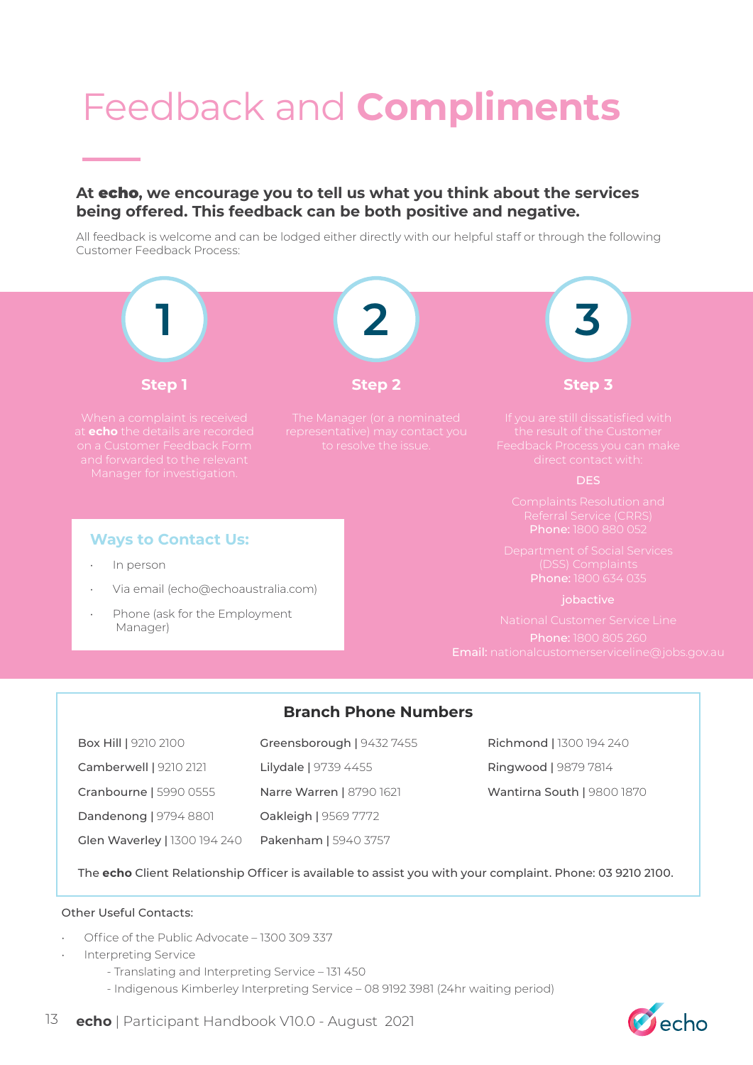# Feedback and **Compliments**

**At echo, we encourage you to tell us what you think about the services being offered. This feedback can be both positive and negative.**

All feedback is welcome and can be lodged either directly with our helpful staff or through the following Customer Feedback Process:

## 1

### Step 1

When a complaint is received at **echo** the details are recorded on a Customer Feedback Form and forwarded to the relevant Manager for investigation.

## 2

### Step 2

The Manager (or a nominated representative) may contact you to resolve the issue.

## 3

### Step 3

If you are still dissatisfied with the result of the Customer Feedback Process you can make direct contact with:

**DES**

Complaints Resolution and Referral Service (CRRS)
**Phone:** 1800 880 052

Department of Social Services (DSS) Complaints
**Phone:** 1800 634 035

**jobactive**

National Customer Service Line
**Phone:** 1800 805 260
**Email:** nationalcustomerserviceline@jobs.gov.au

### Ways to Contact Us:

- In person
- Via email (echo@echoaustralia.com)
- Phone (ask for the Employment Manager)

### Branch Phone Numbers

- **Box Hill** | 9210 2100
- **Camberwell** | 9210 2121
- **Cranbourne** | 5990 0555
- **Dandenong** | 9794 8801
- **Glen Waverley** | 1300 194 240
- **Greensborough** | 9432 7455
- **Lilydale** | 9739 4455
- **Narre Warren** | 8790 1621
- **Oakleigh** | 9569 7772
- **Pakenham** | 5940 3757
- **Richmond** | 1300 194 240
- **Ringwood** | 9879 7814
- **Wantirna South** | 9800 1870

The **echo** Client Relationship Officer is available to assist you with your complaint. Phone: 03 9210 2100.

Other Useful Contacts:

- Office of the Public Advocate – 1300 309 337
- Interpreting Service
  - Translating and Interpreting Service – 131 450
  - Indigenous Kimberley Interpreting Service – 08 9192 3981 (24hr waiting period)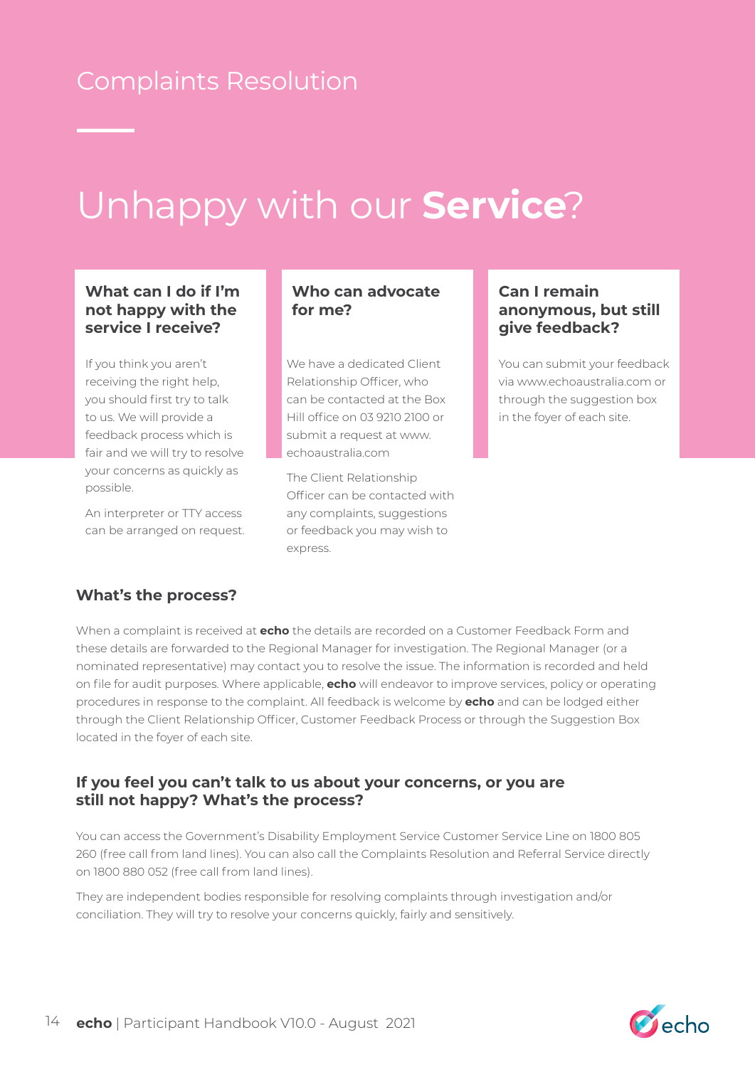Complaints Resolution

# Unhappy with our **Service**?

### What can I do if I'm not happy with the service I receive?

If you think you aren't receiving the right help, you should first try to talk to us. We will provide a feedback process which is fair and we will try to resolve your concerns as quickly as possible.

An interpreter or TTY access can be arranged on request.

### Who can advocate for me?

We have a dedicated Client Relationship Officer, who can be contacted at the Box Hill office on 03 9210 2100 or submit a request at www.echoaustralia.com

The Client Relationship Officer can be contacted with any complaints, suggestions or feedback you may wish to express.

### Can I remain anonymous, but still give feedback?

You can submit your feedback via www.echoaustralia.com or through the suggestion box in the foyer of each site.

### What's the process?

When a complaint is received at **echo** the details are recorded on a Customer Feedback Form and these details are forwarded to the Regional Manager for investigation. The Regional Manager (or a nominated representative) may contact you to resolve the issue. The information is recorded and held on file for audit purposes. Where applicable, **echo** will endeavor to improve services, policy or operating procedures in response to the complaint. All feedback is welcome by **echo** and can be lodged either through the Client Relationship Officer, Customer Feedback Process or through the Suggestion Box located in the foyer of each site.

### If you feel you can't talk to us about your concerns, or you are still not happy? What's the process?

You can access the Government's Disability Employment Service Customer Service Line on 1800 805 260 (free call from land lines). You can also call the Complaints Resolution and Referral Service directly on 1800 880 052 (free call from land lines).

They are independent bodies responsible for resolving complaints through investigation and/or conciliation. They will try to resolve your concerns quickly, fairly and sensitively.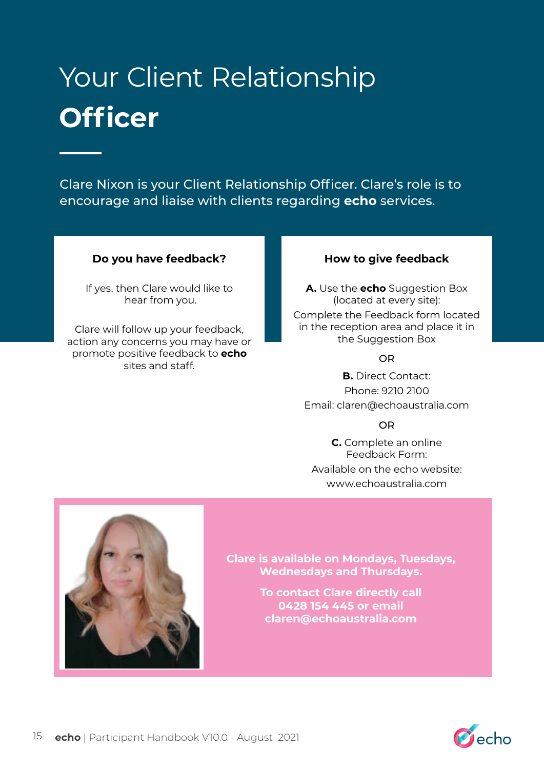# Your Client Relationship **Officer**

Clare Nixon is your Client Relationship Officer. Clare's role is to encourage and liaise with clients regarding **echo** services.

### Do you have feedback?

If yes, then Clare would like to hear from you.

Clare will follow up your feedback, action any concerns you may have or promote positive feedback to **echo** sites and staff.

### How to give feedback

**A.** Use the **echo** Suggestion Box (located at every site):

Complete the Feedback form located in the reception area and place it in the Suggestion Box

OR

**B.** Direct Contact:

Phone: 9210 2100

Email: claren@echoaustralia.com

OR

**C.** Complete an online Feedback Form:

Available on the echo website: www.echoaustralia.com

**Clare is available on Mondays, Tuesdays, Wednesdays and Thursdays.**

**To contact Clare directly call 0428 154 445 or email claren@echoaustralia.com**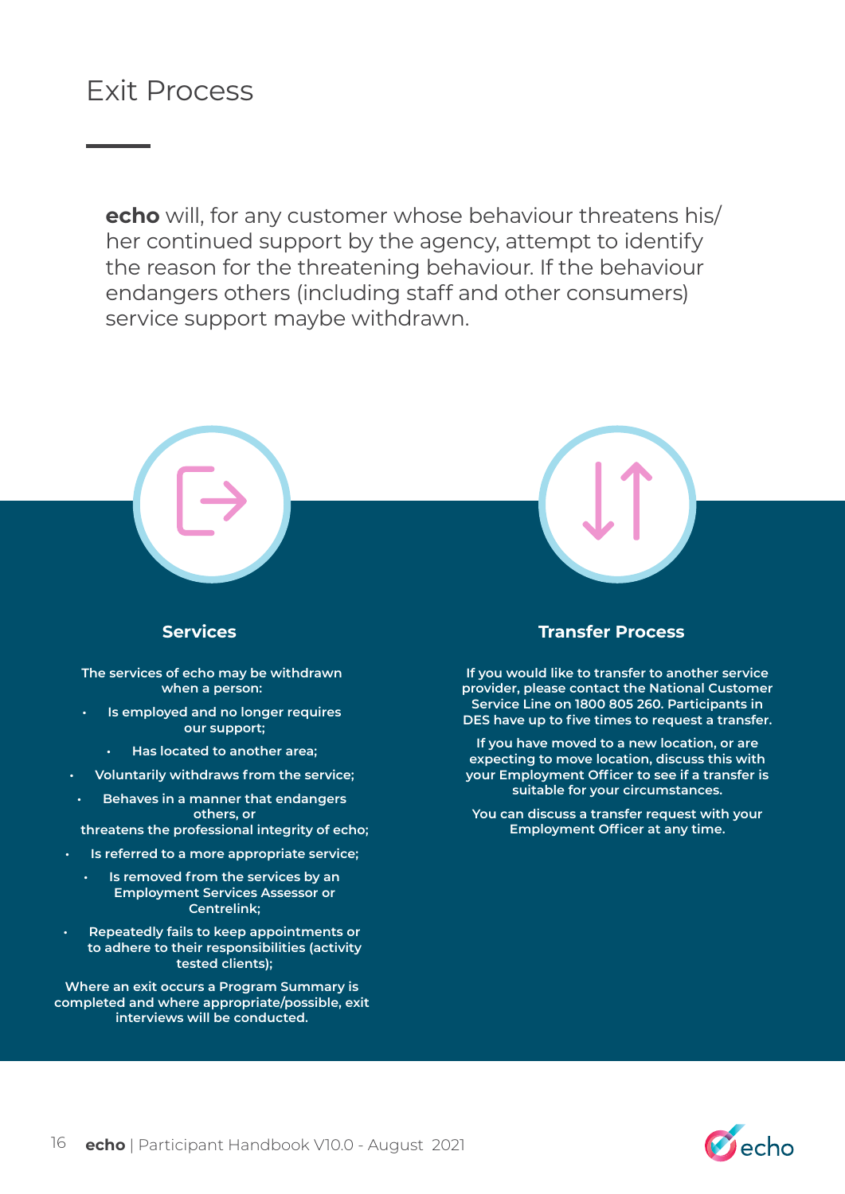# Exit Process

**echo** will, for any customer whose behaviour threatens his/her continued support by the agency, attempt to identify the reason for the threatening behaviour. If the behaviour endangers others (including staff and other consumers) service support maybe withdrawn.

## Services

The services of echo may be withdrawn when a person:

- Is employed and no longer requires our support;
- Has located to another area;
- Voluntarily withdraws from the service;
- Behaves in a manner that endangers others, or threatens the professional integrity of echo;
- Is referred to a more appropriate service;
- Is removed from the services by an Employment Services Assessor or Centrelink;
- Repeatedly fails to keep appointments or to adhere to their responsibilities (activity tested clients);

Where an exit occurs a Program Summary is completed and where appropriate/possible, exit interviews will be conducted.

## Transfer Process

If you would like to transfer to another service provider, please contact the National Customer Service Line on 1800 805 260. Participants in DES have up to five times to request a transfer.

If you have moved to a new location, or are expecting to move location, discuss this with your Employment Officer to see if a transfer is suitable for your circumstances.

You can discuss a transfer request with your Employment Officer at any time.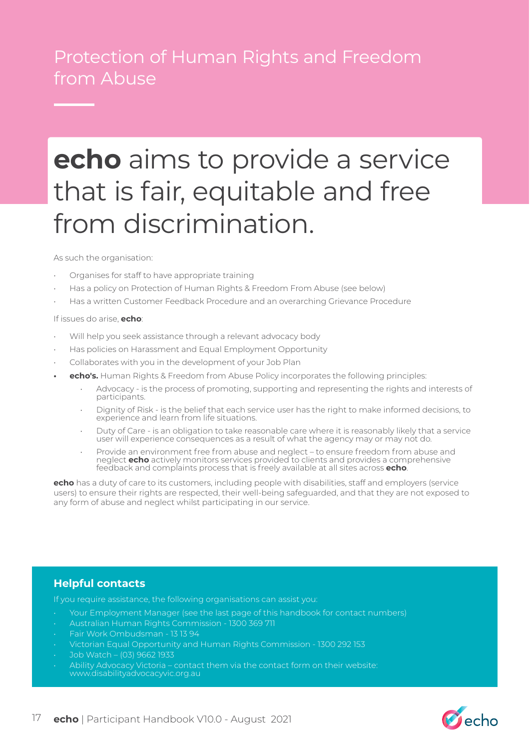# Protection of Human Rights and Freedom from Abuse

## **echo** aims to provide a service that is fair, equitable and free from discrimination.

As such the organisation:

- Organises for staff to have appropriate training
- Has a policy on Protection of Human Rights & Freedom From Abuse (see below)
- Has a written Customer Feedback Procedure and an overarching Grievance Procedure

If issues do arise, **echo**:

- Will help you seek assistance through a relevant advocacy body
- Has policies on Harassment and Equal Employment Opportunity
- Collaborates with you in the development of your Job Plan
- **echo's.** Human Rights & Freedom from Abuse Policy incorporates the following principles:
  - Advocacy - is the process of promoting, supporting and representing the rights and interests of participants.
  - Dignity of Risk - is the belief that each service user has the right to make informed decisions, to experience and learn from life situations.
  - Duty of Care - is an obligation to take reasonable care where it is reasonably likely that a service user will experience consequences as a result of what the agency may or may not do.
  - Provide an environment free from abuse and neglect – to ensure freedom from abuse and neglect **echo** actively monitors services provided to clients and provides a comprehensive feedback and complaints process that is freely available at all sites across **echo**.

**echo** has a duty of care to its customers, including people with disabilities, staff and employers (service users) to ensure their rights are respected, their well-being safeguarded, and that they are not exposed to any form of abuse and neglect whilst participating in our service.

### Helpful contacts

If you require assistance, the following organisations can assist you:

- Your Employment Manager (see the last page of this handbook for contact numbers)
- Australian Human Rights Commission - 1300 369 711
- Fair Work Ombudsman - 13 13 94
- Victorian Equal Opportunity and Human Rights Commission - 1300 292 153
- Job Watch – (03) 9662 1933
- Ability Advocacy Victoria – contact them via the contact form on their website: www.disabilityadvocacyvic.org.au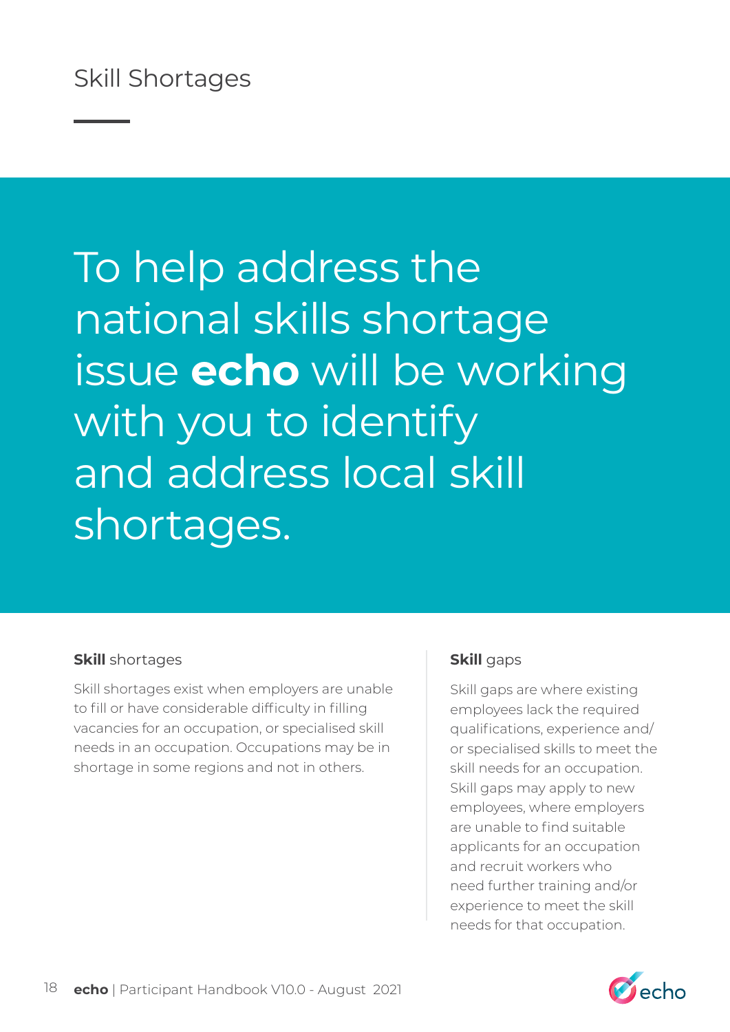# Skill Shortages

To help address the national skills shortage issue **echo** will be working with you to identify and address local skill shortages.

### **Skill** shortages

Skill shortages exist when employers are unable to fill or have considerable difficulty in filling vacancies for an occupation, or specialised skill needs in an occupation. Occupations may be in shortage in some regions and not in others.

### **Skill** gaps

Skill gaps are where existing employees lack the required qualifications, experience and/or specialised skills to meet the skill needs for an occupation. Skill gaps may apply to new employees, where employers are unable to find suitable applicants for an occupation and recruit workers who need further training and/or experience to meet the skill needs for that occupation.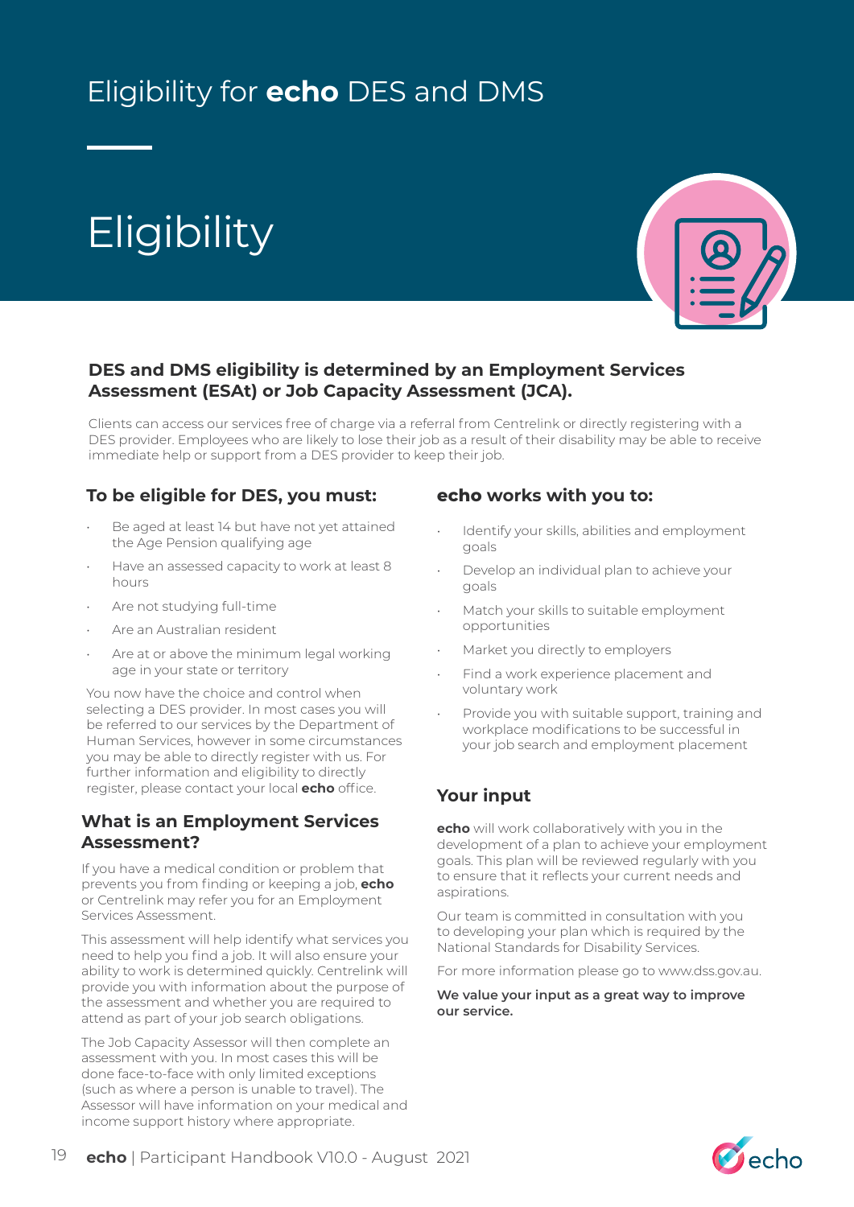# Eligibility for **echo** DES and DMS

## Eligibility

**DES and DMS eligibility is determined by an Employment Services Assessment (ESAt) or Job Capacity Assessment (JCA).**

Clients can access our services free of charge via a referral from Centrelink or directly registering with a DES provider. Employees who are likely to lose their job as a result of their disability may be able to receive immediate help or support from a DES provider to keep their job.

### To be eligible for DES, you must:

- Be aged at least 14 but have not yet attained the Age Pension qualifying age
- Have an assessed capacity to work at least 8 hours
- Are not studying full-time
- Are an Australian resident
- Are at or above the minimum legal working age in your state or territory

You now have the choice and control when selecting a DES provider. In most cases you will be referred to our services by the Department of Human Services, however in some circumstances you may be able to directly register with us. For further information and eligibility to directly register, please contact your local **echo** office.

### What is an Employment Services Assessment?

If you have a medical condition or problem that prevents you from finding or keeping a job, **echo** or Centrelink may refer you for an Employment Services Assessment.

This assessment will help identify what services you need to help you find a job. It will also ensure your ability to work is determined quickly. Centrelink will provide you with information about the purpose of the assessment and whether you are required to attend as part of your job search obligations.

The Job Capacity Assessor will then complete an assessment with you. In most cases this will be done face-to-face with only limited exceptions (such as where a person is unable to travel). The Assessor will have information on your medical and income support history where appropriate.

### **echo** works with you to:

- Identify your skills, abilities and employment goals
- Develop an individual plan to achieve your goals
- Match your skills to suitable employment opportunities
- Market you directly to employers
- Find a work experience placement and voluntary work
- Provide you with suitable support, training and workplace modifications to be successful in your job search and employment placement

### Your input

**echo** will work collaboratively with you in the development of a plan to achieve your employment goals. This plan will be reviewed regularly with you to ensure that it reflects your current needs and aspirations.

Our team is committed in consultation with you to developing your plan which is required by the National Standards for Disability Services.

For more information please go to www.dss.gov.au.

**We value your input as a great way to improve our service.**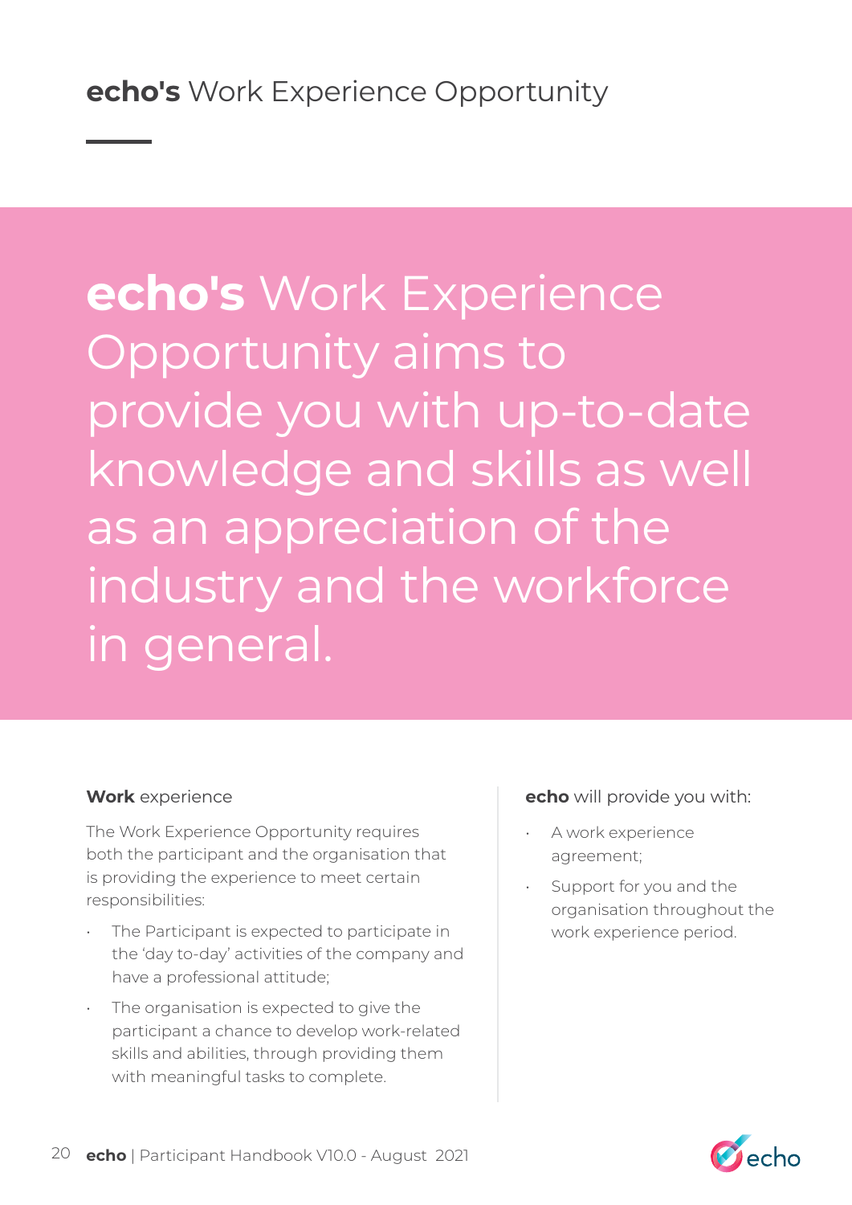# **echo's** Work Experience Opportunity

**echo's** Work Experience Opportunity aims to provide you with up-to-date knowledge and skills as well as an appreciation of the industry and the workforce in general.

### **Work** experience

The Work Experience Opportunity requires both the participant and the organisation that is providing the experience to meet certain responsibilities:

- The Participant is expected to participate in the 'day to-day' activities of the company and have a professional attitude;
- The organisation is expected to give the participant a chance to develop work-related skills and abilities, through providing them with meaningful tasks to complete.

### **echo** will provide you with:

- A work experience agreement;
- Support for you and the organisation throughout the work experience period.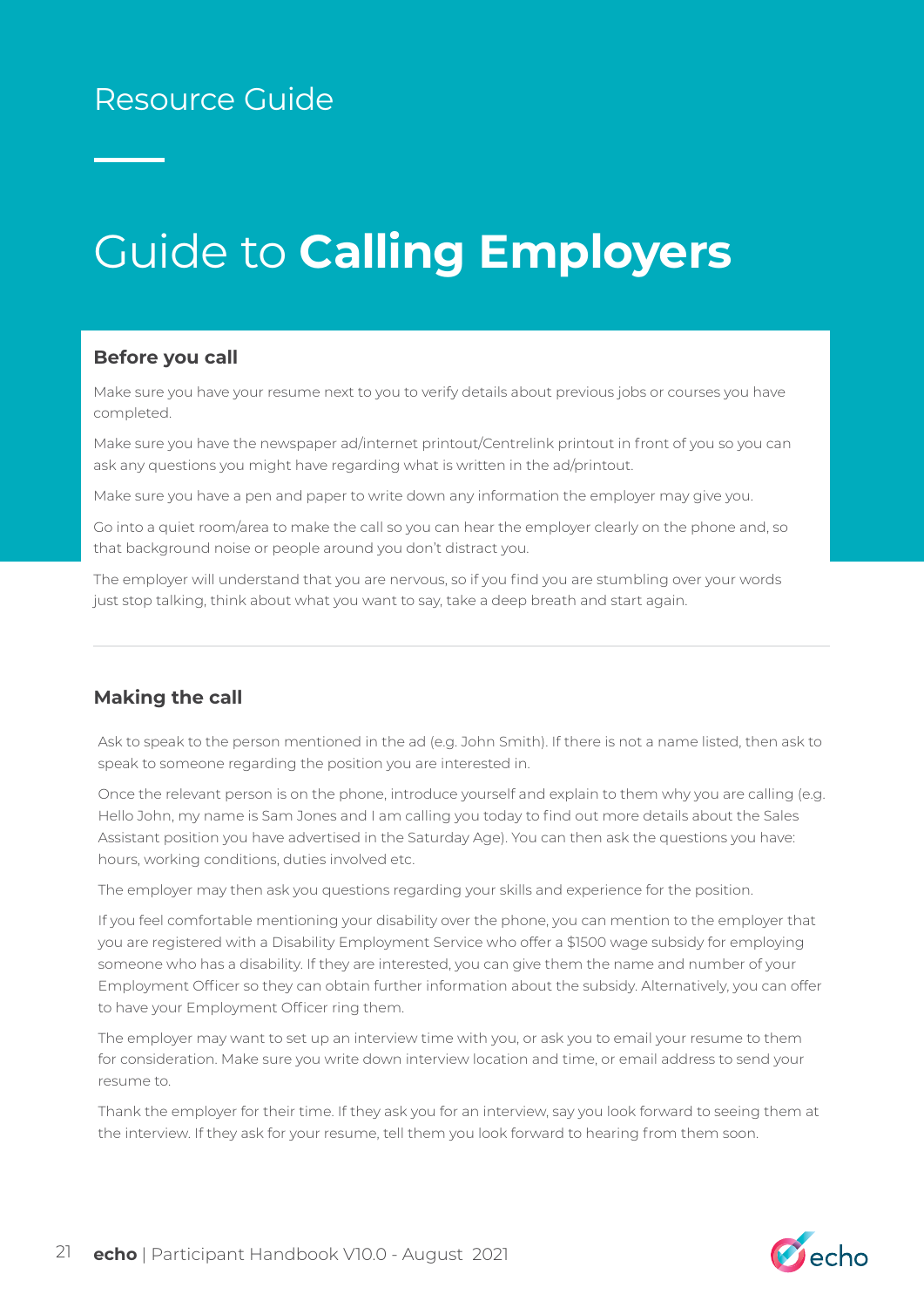Resource Guide

# Guide to **Calling Employers**

## Before you call

Make sure you have your resume next to you to verify details about previous jobs or courses you have completed.

Make sure you have the newspaper ad/internet printout/Centrelink printout in front of you so you can ask any questions you might have regarding what is written in the ad/printout.

Make sure you have a pen and paper to write down any information the employer may give you.

Go into a quiet room/area to make the call so you can hear the employer clearly on the phone and, so that background noise or people around you don't distract you.

The employer will understand that you are nervous, so if you find you are stumbling over your words just stop talking, think about what you want to say, take a deep breath and start again.

## Making the call

Ask to speak to the person mentioned in the ad (e.g. John Smith). If there is not a name listed, then ask to speak to someone regarding the position you are interested in.

Once the relevant person is on the phone, introduce yourself and explain to them why you are calling (e.g. Hello John, my name is Sam Jones and I am calling you today to find out more details about the Sales Assistant position you have advertised in the Saturday Age). You can then ask the questions you have: hours, working conditions, duties involved etc.

The employer may then ask you questions regarding your skills and experience for the position.

If you feel comfortable mentioning your disability over the phone, you can mention to the employer that you are registered with a Disability Employment Service who offer a $1500 wage subsidy for employing someone who has a disability. If they are interested, you can give them the name and number of your Employment Officer so they can obtain further information about the subsidy. Alternatively, you can offer to have your Employment Officer ring them.

The employer may want to set up an interview time with you, or ask you to email your resume to them for consideration. Make sure you write down interview location and time, or email address to send your resume to.

Thank the employer for their time. If they ask you for an interview, say you look forward to seeing them at the interview. If they ask for your resume, tell them you look forward to hearing from them soon.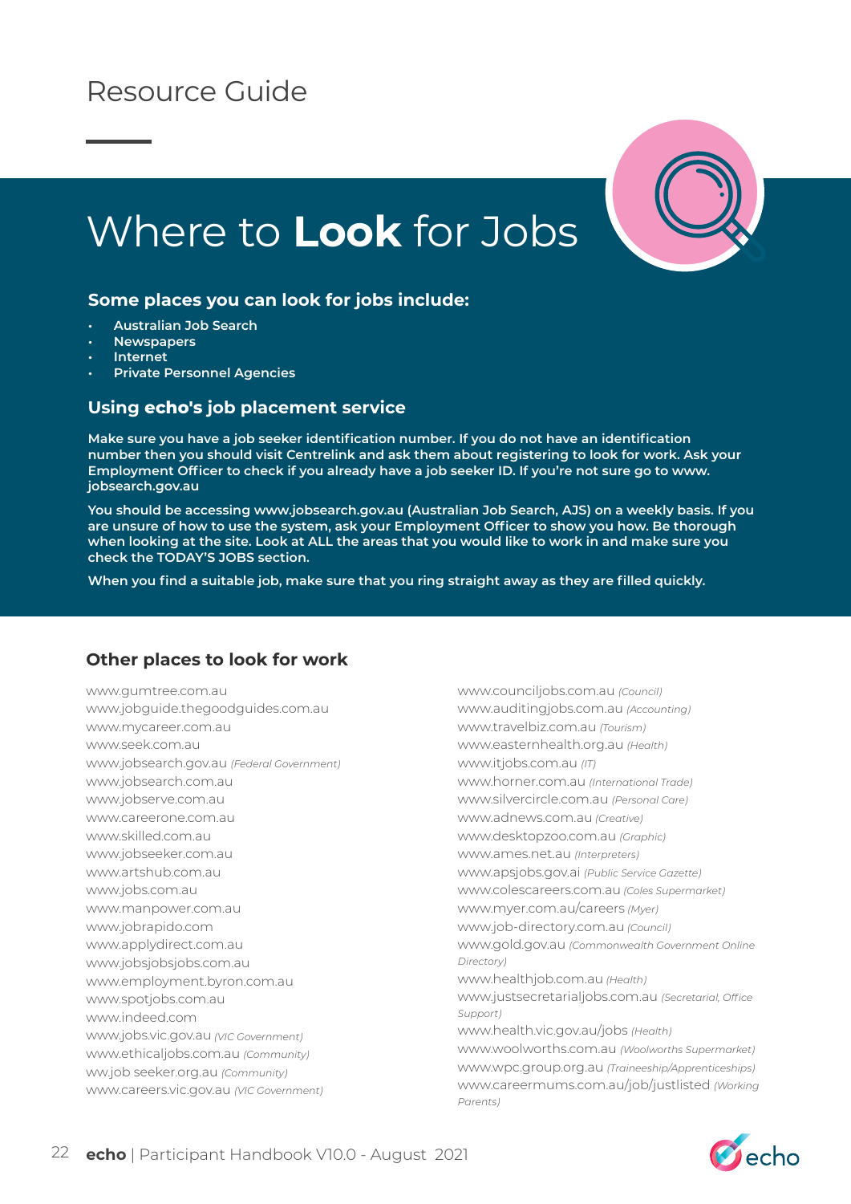Resource Guide

# Where to **Look** for Jobs

### Some places you can look for jobs include:

- Australian Job Search
- Newspapers
- Internet
- Private Personnel Agencies

### Using echo's job placement service

Make sure you have a job seeker identification number. If you do not have an identification number then you should visit Centrelink and ask them about registering to look for work. Ask your Employment Officer to check if you already have a job seeker ID. If you're not sure go to www.jobsearch.gov.au

You should be accessing www.jobsearch.gov.au (Australian Job Search, AJS) on a weekly basis. If you are unsure of how to use the system, ask your Employment Officer to show you how. Be thorough when looking at the site. Look at ALL the areas that you would like to work in and make sure you check the TODAY'S JOBS section.

When you find a suitable job, make sure that you ring straight away as they are filled quickly.

### Other places to look for work

www.gumtree.com.au
www.jobguide.thegoodguides.com.au
www.mycareer.com.au
www.seek.com.au
www.jobsearch.gov.au *(Federal Government)*
www.jobsearch.com.au
www.jobserve.com.au
www.careerone.com.au
www.skilled.com.au
www.jobseeker.com.au
www.artshub.com.au
www.jobs.com.au
www.manpower.com.au
www.jobrapido.com
www.applydirect.com.au
www.jobsjobsjobs.com.au
www.employment.byron.com.au
www.spotjobs.com.au
www.indeed.com
www.jobs.vic.gov.au *(VIC Government)*
www.ethicaljobs.com.au *(Community)*
ww.job seeker.org.au *(Community)*
www.careers.vic.gov.au *(VIC Government)*
www.counciljobs.com.au *(Council)*
www.auditingjobs.com.au *(Accounting)*
www.travelbiz.com.au *(Tourism)*
www.easternhealth.org.au *(Health)*
www.itjobs.com.au *(IT)*
www.horner.com.au *(International Trade)*
www.silvercircle.com.au *(Personal Care)*
www.adnews.com.au *(Creative)*
www.desktopzoo.com.au *(Graphic)*
www.ames.net.au *(Interpreters)*
www.apsjobs.gov.ai *(Public Service Gazette)*
www.colescareers.com.au *(Coles Supermarket)*
www.myer.com.au/careers *(Myer)*
www.job-directory.com.au *(Council)*
www.gold.gov.au *(Commonwealth Government Online Directory)*
www.healthjob.com.au *(Health)*
www.justsecretarialjobs.com.au *(Secretarial, Office Support)*
www.health.vic.gov.au/jobs *(Health)*
www.woolworths.com.au *(Woolworths Supermarket)*
www.wpc.group.org.au *(Traineeship/Apprenticeships)*
www.careermums.com.au/job/justlisted *(Working Parents)*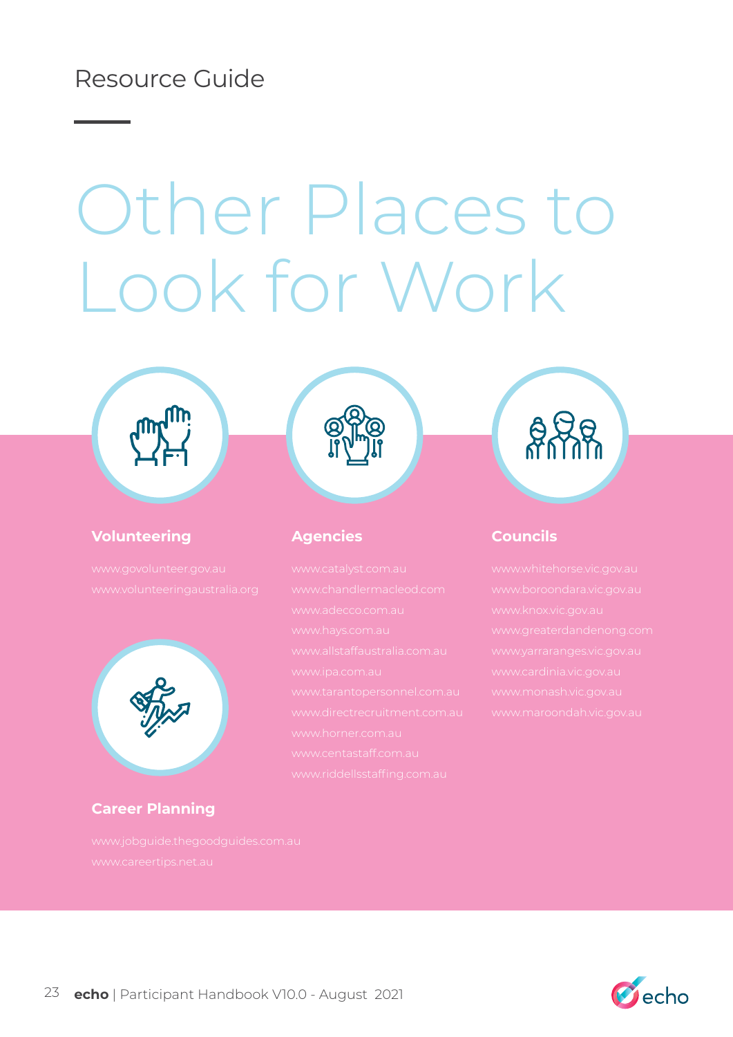Resource Guide

# Other Places to Look for Work

### Volunteering

www.govolunteer.gov.au
www.volunteeringaustralia.org

### Career Planning

www.jobguide.thegoodguides.com.au
www.careertips.net.au

### Agencies

www.catalyst.com.au
www.chandlermacleod.com
www.adecco.com.au
www.hays.com.au
www.allstaffaustralia.com.au
www.ipa.com.au
www.tarantopersonnel.com.au
www.directrecruitment.com.au
www.horner.com.au
www.centastaff.com.au
www.riddellsstaffing.com.au

### Councils

www.whitehorse.vic.gov.au
www.boroondara.vic.gov.au
www.knox.vic.gov.au
www.greaterdandenong.com
www.yarraranges.vic.gov.au
www.cardinia.vic.gov.au
www.monash.vic.gov.au
www.maroondah.vic.gov.au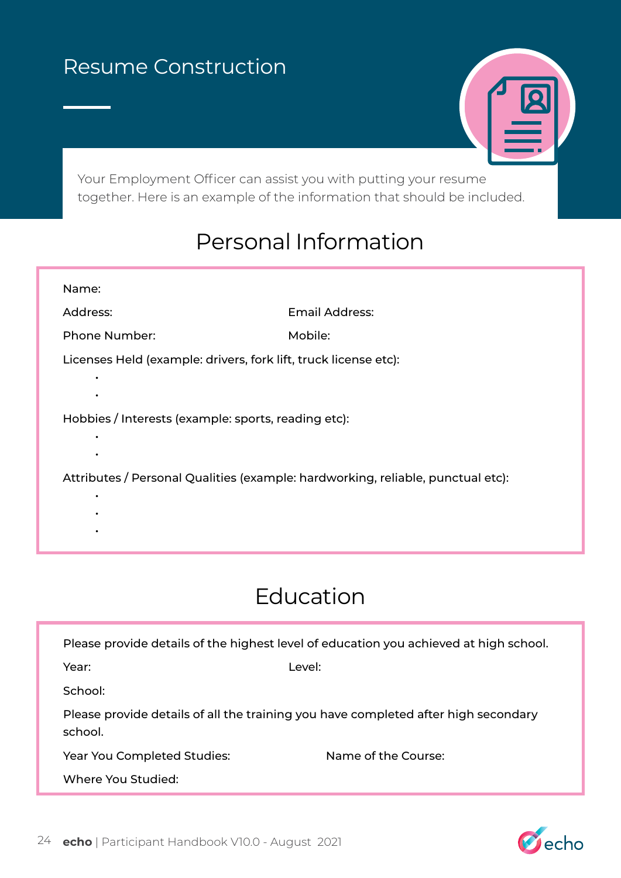# Resume Construction

Your Employment Officer can assist you with putting your resume together. Here is an example of the information that should be included.

## Personal Information

Name:

Address: Email Address:

Phone Number: Mobile:

Licenses Held (example: drivers, fork lift, truck license etc):

- 
- 

Hobbies / Interests (example: sports, reading etc):

- 
- 

Attributes / Personal Qualities (example: hardworking, reliable, punctual etc):

- 
- 
- 

## Education

Please provide details of the highest level of education you achieved at high school.

Year: Level:

School:

Please provide details of all the training you have completed after high secondary school.

Year You Completed Studies: Name of the Course:

Where You Studied: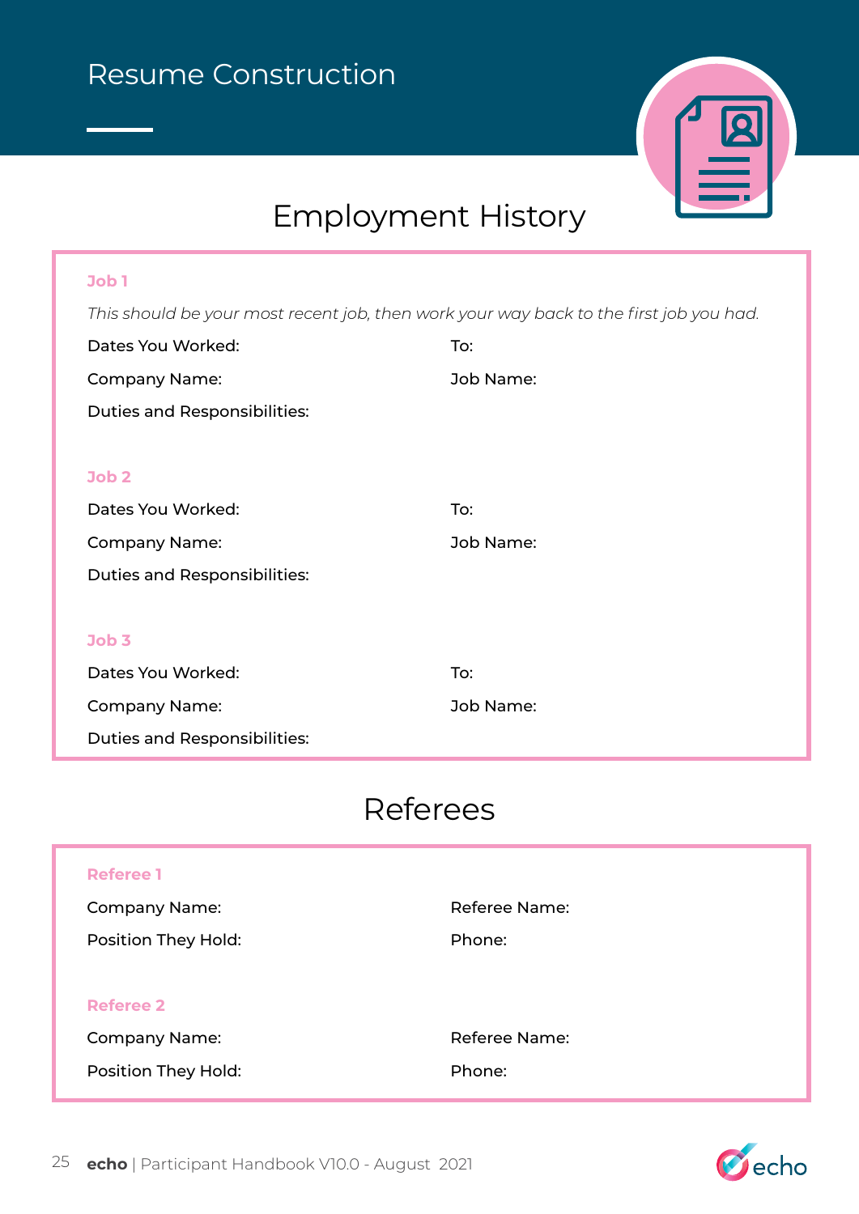# Resume Construction

## Employment History

**Job 1**

*This should be your most recent job, then work your way back to the first job you had.*

Dates You Worked: To:

Company Name: Job Name:

Duties and Responsibilities:

**Job 2**

Dates You Worked: To:

Company Name: Job Name:

Duties and Responsibilities:

**Job 3**

Dates You Worked: To:

Company Name: Job Name:

Duties and Responsibilities:

## Referees

**Referee 1**

Company Name: Referee Name:

Position They Hold: Phone:

**Referee 2**

Company Name: Referee Name:

Position They Hold: Phone: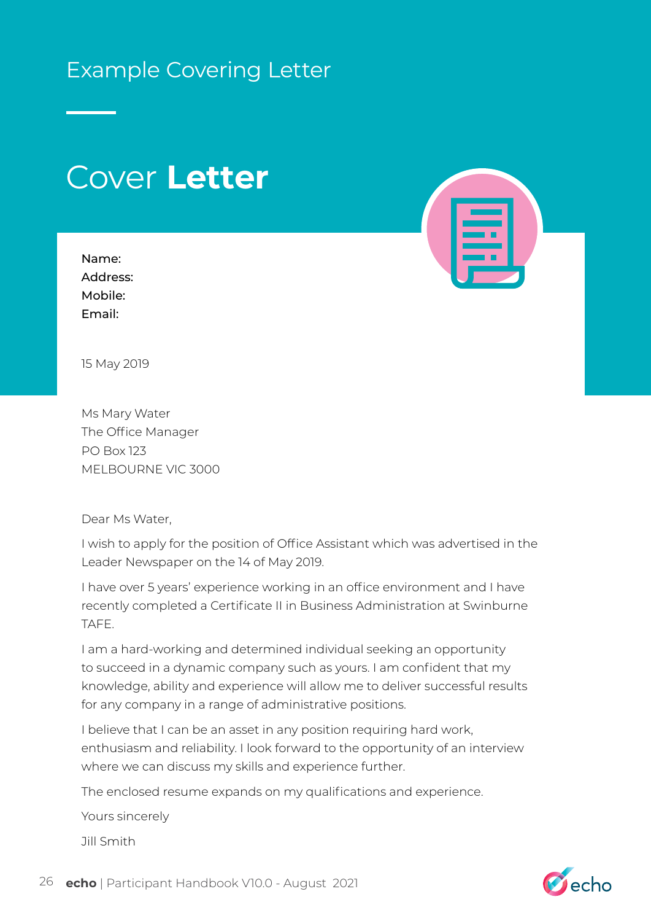# Example Covering Letter

## Cover **Letter**

Name:
Address:
Mobile:
Email:

15 May 2019

Ms Mary Water
The Office Manager
PO Box 123
MELBOURNE VIC 3000

Dear Ms Water,

I wish to apply for the position of Office Assistant which was advertised in the Leader Newspaper on the 14 of May 2019.

I have over 5 years' experience working in an office environment and I have recently completed a Certificate II in Business Administration at Swinburne TAFE.

I am a hard-working and determined individual seeking an opportunity to succeed in a dynamic company such as yours. I am confident that my knowledge, ability and experience will allow me to deliver successful results for any company in a range of administrative positions.

I believe that I can be an asset in any position requiring hard work, enthusiasm and reliability. I look forward to the opportunity of an interview where we can discuss my skills and experience further.

The enclosed resume expands on my qualifications and experience.

Yours sincerely

Jill Smith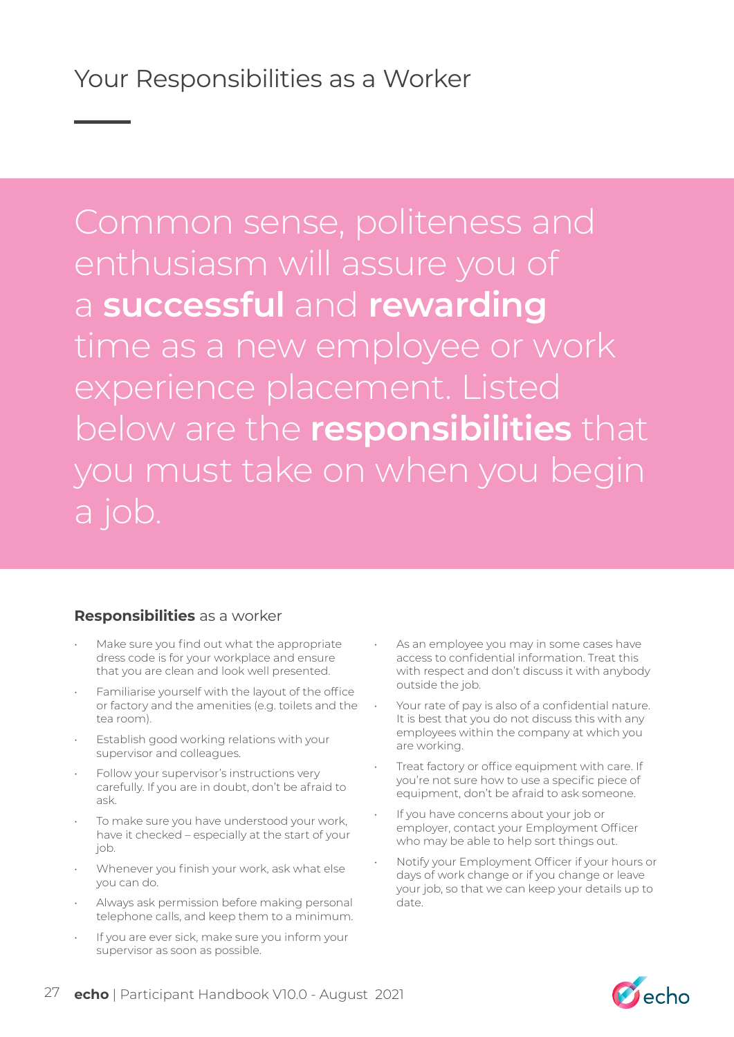# Your Responsibilities as a Worker

Common sense, politeness and enthusiasm will assure you of a **successful** and **rewarding** time as a new employee or work experience placement. Listed below are the **responsibilities** that you must take on when you begin a job.

**Responsibilities** as a worker

- Make sure you find out what the appropriate dress code is for your workplace and ensure that you are clean and look well presented.
- Familiarise yourself with the layout of the office or factory and the amenities (e.g. toilets and the tea room).
- Establish good working relations with your supervisor and colleagues.
- Follow your supervisor's instructions very carefully. If you are in doubt, don't be afraid to ask.
- To make sure you have understood your work, have it checked – especially at the start of your job.
- Whenever you finish your work, ask what else you can do.
- Always ask permission before making personal telephone calls, and keep them to a minimum.
- If you are ever sick, make sure you inform your supervisor as soon as possible.
- As an employee you may in some cases have access to confidential information. Treat this with respect and don't discuss it with anybody outside the job.
- Your rate of pay is also of a confidential nature. It is best that you do not discuss this with any employees within the company at which you are working.
- Treat factory or office equipment with care. If you're not sure how to use a specific piece of equipment, don't be afraid to ask someone.
- If you have concerns about your job or employer, contact your Employment Officer who may be able to help sort things out.
- Notify your Employment Officer if your hours or days of work change or if you change or leave your job, so that we can keep your details up to date.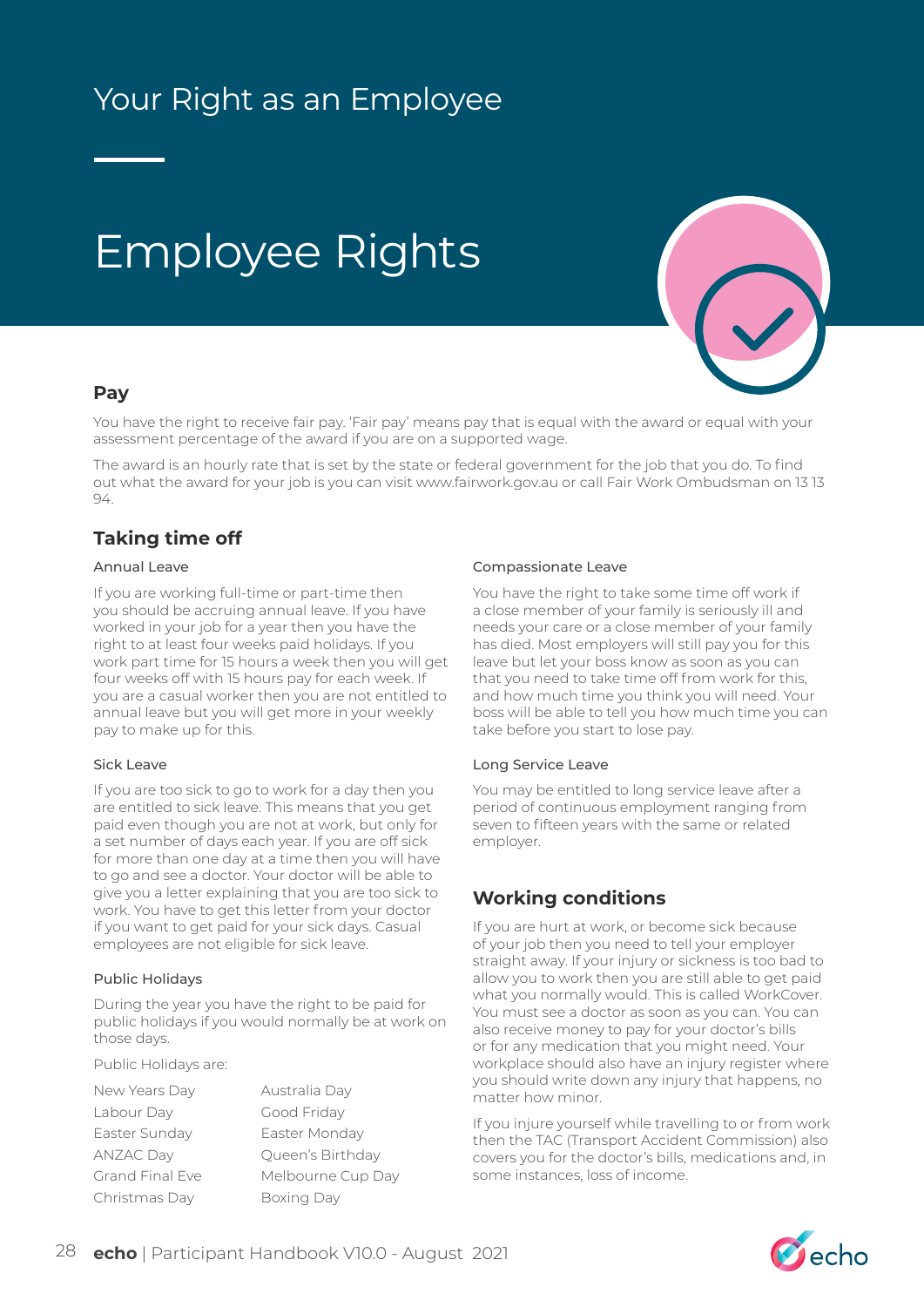# Your Right as an Employee

# Employee Rights

## Pay

You have the right to receive fair pay. 'Fair pay' means pay that is equal with the award or equal with your assessment percentage of the award if you are on a supported wage.

The award is an hourly rate that is set by the state or federal government for the job that you do. To find out what the award for your job is you can visit www.fairwork.gov.au or call Fair Work Ombudsman on 13 13 94.

## Taking time off

### Annual Leave

If you are working full-time or part-time then you should be accruing annual leave. If you have worked in your job for a year then you have the right to at least four weeks paid holidays. If you work part time for 15 hours a week then you will get four weeks off with 15 hours pay for each week. If you are a casual worker then you are not entitled to annual leave but you will get more in your weekly pay to make up for this.

### Sick Leave

If you are too sick to go to work for a day then you are entitled to sick leave. This means that you get paid even though you are not at work, but only for a set number of days each year. If you are off sick for more than one day at a time then you will have to go and see a doctor. Your doctor will be able to give you a letter explaining that you are too sick to work. You have to get this letter from your doctor if you want to get paid for your sick days. Casual employees are not eligible for sick leave.

### Public Holidays

During the year you have the right to be paid for public holidays if you would normally be at work on those days.

Public Holidays are:

- New Years Day
- Labour Day
- Easter Sunday
- ANZAC Day
- Grand Final Eve
- Christmas Day
- Australia Day
- Good Friday
- Easter Monday
- Queen's Birthday
- Melbourne Cup Day
- Boxing Day

### Compassionate Leave

You have the right to take some time off work if a close member of your family is seriously ill and needs your care or a close member of your family has died. Most employers will still pay you for this leave but let your boss know as soon as you can that you need to take time off from work for this, and how much time you think you will need. Your boss will be able to tell you how much time you can take before you start to lose pay.

### Long Service Leave

You may be entitled to long service leave after a period of continuous employment ranging from seven to fifteen years with the same or related employer.

## Working conditions

If you are hurt at work, or become sick because of your job then you need to tell your employer straight away. If your injury or sickness is too bad to allow you to work then you are still able to get paid what you normally would. This is called WorkCover. You must see a doctor as soon as you can. You can also receive money to pay for your doctor's bills or for any medication that you might need. Your workplace should also have an injury register where you should write down any injury that happens, no matter how minor.

If you injure yourself while travelling to or from work then the TAC (Transport Accident Commission) also covers you for the doctor's bills, medications and, in some instances, loss of income.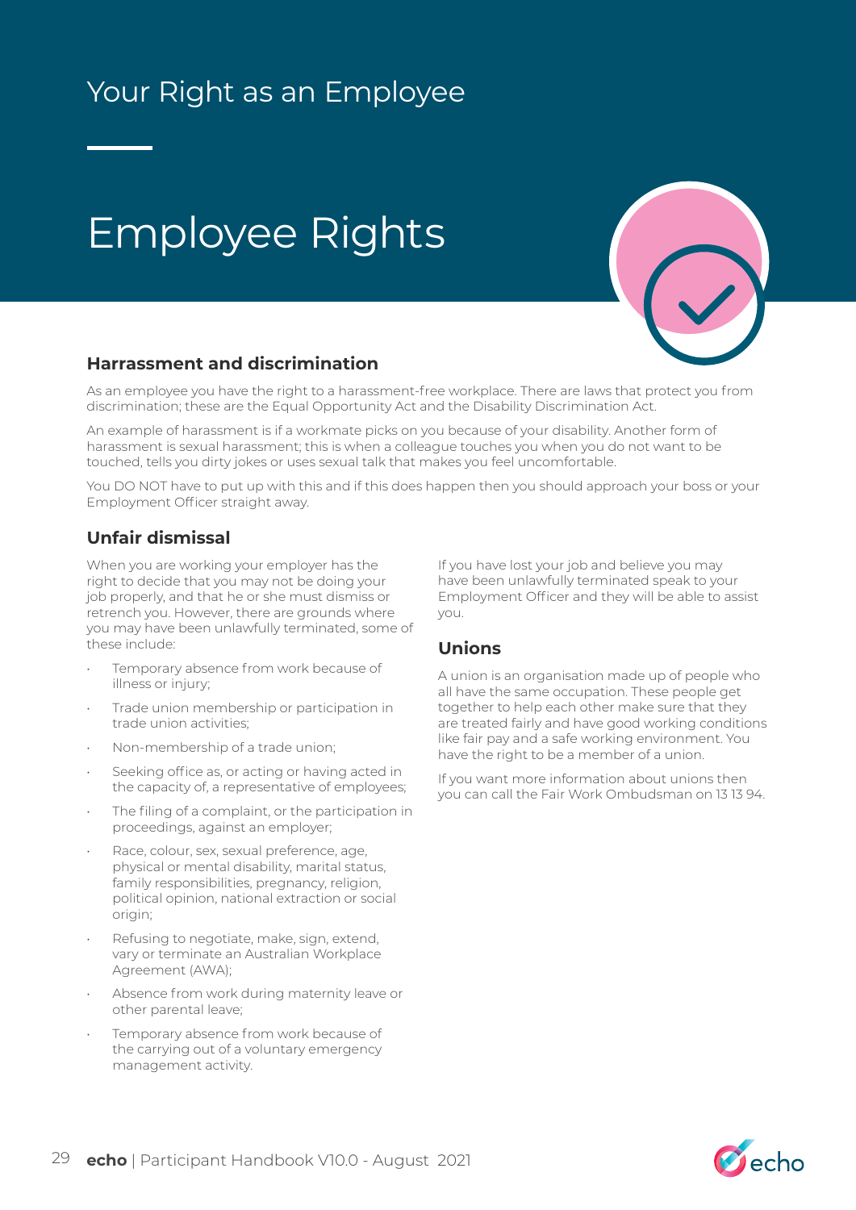# Your Right as an Employee

## Employee Rights

### Harrassment and discrimination

As an employee you have the right to a harassment-free workplace. There are laws that protect you from discrimination; these are the Equal Opportunity Act and the Disability Discrimination Act.

An example of harassment is if a workmate picks on you because of your disability. Another form of harassment is sexual harassment; this is when a colleague touches you when you do not want to be touched, tells you dirty jokes or uses sexual talk that makes you feel uncomfortable.

You DO NOT have to put up with this and if this does happen then you should approach your boss or your Employment Officer straight away.

### Unfair dismissal

When you are working your employer has the right to decide that you may not be doing your job properly, and that he or she must dismiss or retrench you. However, there are grounds where you may have been unlawfully terminated, some of these include:

- Temporary absence from work because of illness or injury;
- Trade union membership or participation in trade union activities;
- Non-membership of a trade union;
- Seeking office as, or acting or having acted in the capacity of, a representative of employees;
- The filing of a complaint, or the participation in proceedings, against an employer;
- Race, colour, sex, sexual preference, age, physical or mental disability, marital status, family responsibilities, pregnancy, religion, political opinion, national extraction or social origin;
- Refusing to negotiate, make, sign, extend, vary or terminate an Australian Workplace Agreement (AWA);
- Absence from work during maternity leave or other parental leave;
- Temporary absence from work because of the carrying out of a voluntary emergency management activity.

If you have lost your job and believe you may have been unlawfully terminated speak to your Employment Officer and they will be able to assist you.

### Unions

A union is an organisation made up of people who all have the same occupation. These people get together to help each other make sure that they are treated fairly and have good working conditions like fair pay and a safe working environment. You have the right to be a member of a union.

If you want more information about unions then you can call the Fair Work Ombudsman on 13 13 94.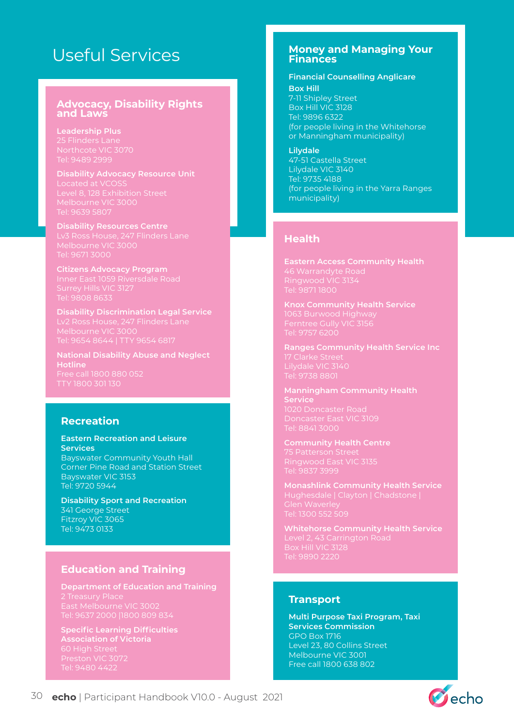# Useful Services

## Advocacy, Disability Rights and Laws

**Leadership Plus**
25 Flinders Lane
Northcote VIC 3070
Tel: 9489 2999

**Disability Advocacy Resource Unit**
Located at VCOSS
Level 8, 128 Exhibition Street
Melbourne VIC 3000
Tel: 9639 5807

**Disability Resources Centre**
Lv3 Ross House, 247 Flinders Lane
Melbourne VIC 3000
Tel: 9671 3000

**Citizens Advocacy Program**
Inner East 1059 Riversdale Road
Surrey Hills VIC 3127
Tel: 9808 8633

**Disability Discrimination Legal Service**
Lv2 Ross House, 247 Flinders Lane
Melbourne VIC 3000
Tel: 9654 8644 | TTY 9654 6817

**National Disability Abuse and Neglect Hotline**
Free call 1800 880 052
TTY 1800 301 130

## Recreation

**Eastern Recreation and Leisure Services**
Bayswater Community Youth Hall
Corner Pine Road and Station Street
Bayswater VIC 3153
Tel: 9720 5944

**Disability Sport and Recreation**
341 George Street
Fitzroy VIC 3065
Tel: 9473 0133

## Education and Training

**Department of Education and Training**
2 Treasury Place
East Melbourne VIC 3002
Tel: 9637 2000 |1800 809 834

**Specific Learning Difficulties Association of Victoria**
60 High Street
Preston VIC 3072
Tel: 9480 4422

## Money and Managing Your Finances

**Financial Counselling Anglicare**

**Box Hill**
7-11 Shipley Street
Box Hill VIC 3128
Tel: 9896 6322
(for people living in the Whitehorse or Manningham municipality)

**Lilydale**
47-51 Castella Street
Lilydale VIC 3140
Tel: 9735 4188
(for people living in the Yarra Ranges municipality)

## Health

**Eastern Access Community Health**
46 Warrandyte Road
Ringwood VIC 3134
Tel: 9871 1800

**Knox Community Health Service**
1063 Burwood Highway
Ferntree Gully VIC 3156
Tel: 9757 6200

**Ranges Community Health Service Inc**
17 Clarke Street
Lilydale VIC 3140
Tel: 9738 8801

**Manningham Community Health Service**
1020 Doncaster Road
Doncaster East VIC 3109
Tel: 8841 3000

**Community Health Centre**
75 Patterson Street
Ringwood East VIC 3135
Tel: 9837 3999

**Monashlink Community Health Service**
Hughesdale | Clayton | Chadstone | Glen Waverley
Tel: 1300 552 509

**Whitehorse Community Health Service**
Level 2, 43 Carrington Road
Box Hill VIC 3128
Tel: 9890 2220

## Transport

**Multi Purpose Taxi Program, Taxi Services Commission**
GPO Box 1716
Level 23, 80 Collins Street
Melbourne VIC 3001
Free call 1800 638 802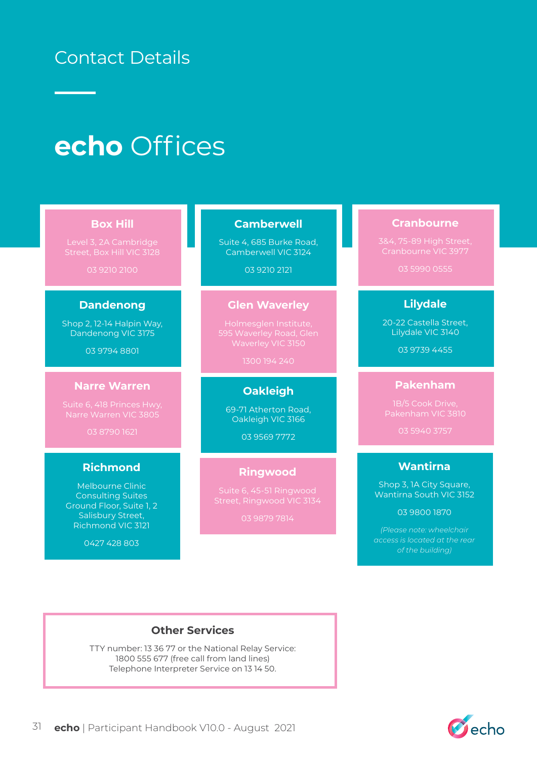# Contact Details

## echo Offices

### Box Hill

Level 3, 2A Cambridge Street, Box Hill VIC 3128

03 9210 2100

### Camberwell

Suite 4, 685 Burke Road, Camberwell VIC 3124

03 9210 2121

### Cranbourne

3&4, 75-89 High Street, Cranbourne VIC 3977

03 5990 0555

### Dandenong

Shop 2, 12-14 Halpin Way, Dandenong VIC 3175

03 9794 8801

### Glen Waverley

Holmesglen Institute, 595 Waverley Road, Glen Waverley VIC 3150

1300 194 240

### Lilydale

20-22 Castella Street, Lilydale VIC 3140

03 9739 4455

### Narre Warren

Suite 6, 418 Princes Hwy, Narre Warren VIC 3805

03 8790 1621

### Oakleigh

69-71 Atherton Road, Oakleigh VIC 3166

03 9569 7772

### Pakenham

1B/5 Cook Drive, Pakenham VIC 3810

03 5940 3757

### Richmond

Melbourne Clinic Consulting Suites Ground Floor, Suite 1, 2 Salisbury Street, Richmond VIC 3121

0427 428 803

### Ringwood

Suite 6, 45-51 Ringwood Street, Ringwood VIC 3134

03 9879 7814

### Wantirna

Shop 3, 1A City Square, Wantirna South VIC 3152

03 9800 1870

*(Please note: wheelchair access is located at the rear of the building)*

### Other Services

TTY number: 13 36 77 or the National Relay Service: 1800 555 677 (free call from land lines)
Telephone Interpreter Service on 13 14 50.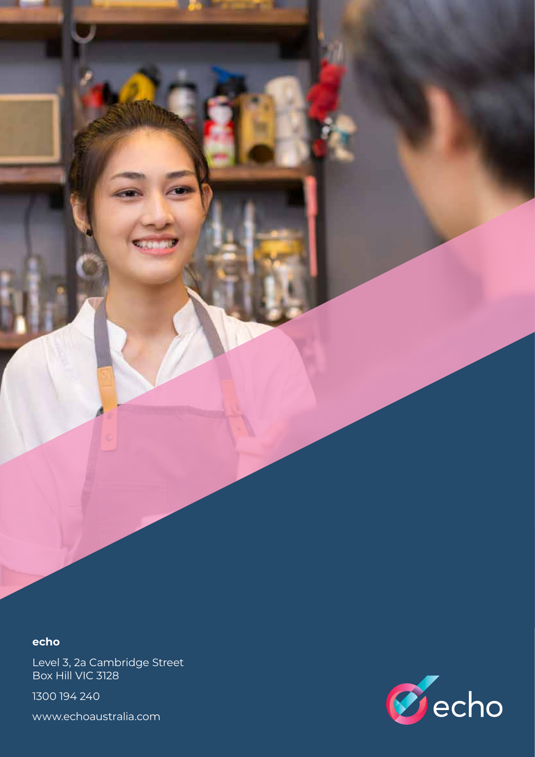**echo**

Level 3, 2a Cambridge Street
Box Hill VIC 3128

1300 194 240

www.echoaustralia.com